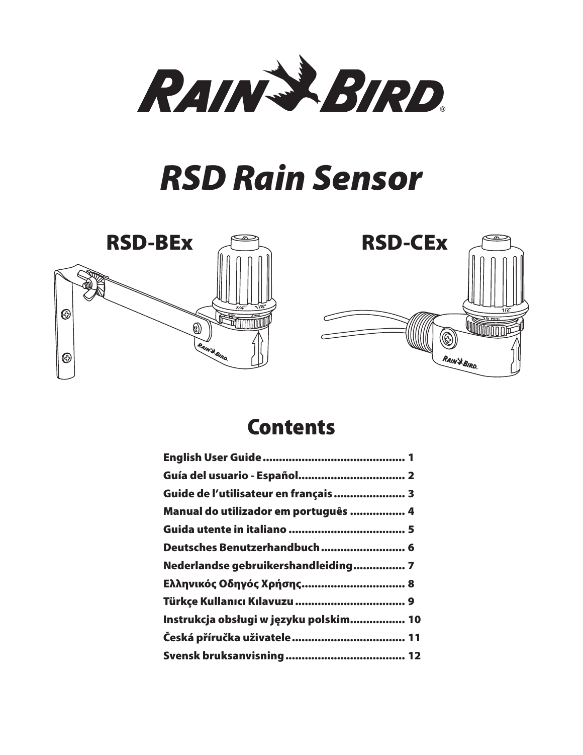# RSD Rain Sensor

RSD-BEx

RSD-CEx

## Contents

| | |
|---|---|
| English User Guide | 1 |
| Guía del usuario - Español | 2 |
| Guide de l'utilisateur en français | 3 |
| Manual do utilizador em português | 4 |
| Guida utente in italiano | 5 |
| Deutsches Benutzerhandbuch | 6 |
| Nederlandse gebruikershandleiding | 7 |
| Ελληνικός Οδηγός Χρήσης | 8 |
| Türkçe Kullanıcı Kılavuzu | 9 |
| Instrukcja obsługi w języku polskim | 10 |
| Česká příručka uživatele | 11 |
| Svensk bruksanvisning | 12 |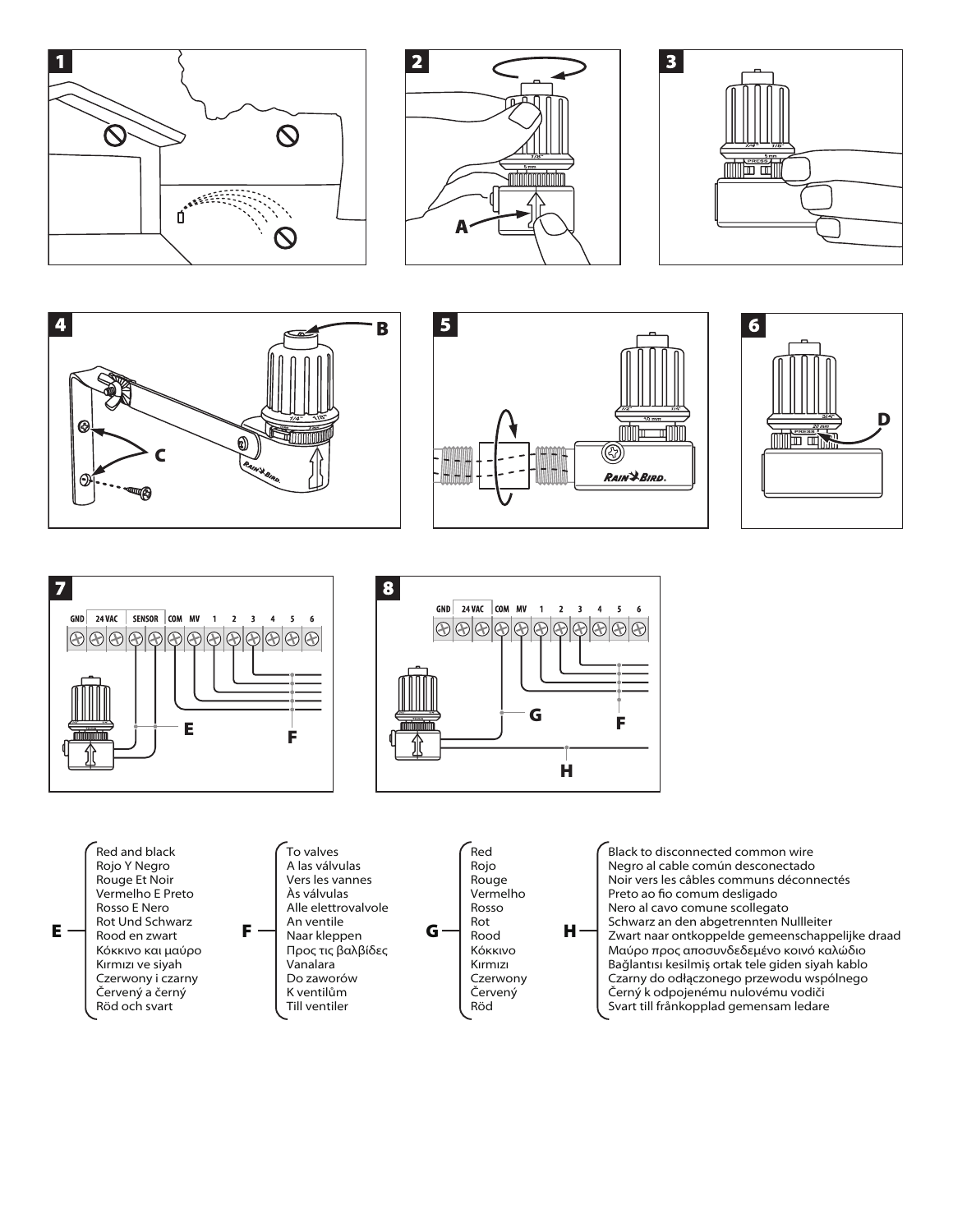**E** — Red and black
Rojo Y Negro
Rouge Et Noir
Vermelho E Preto
Rosso E Nero
Rot Und Schwarz
Rood en zwart
Κόκκινο και μαύρο
Kırmızı ve siyah
Czerwony i czarny
Červený a černý
Röd och svart

**F** — To valves
A las válvulas
Vers les vannes
Às válvulas
Alle elettrovalvole
An ventile
Naar kleppen
Προς τις βαλβίδες
Vanalara
Do zaworów
K ventilům
Till ventiler

**G** — Red
Rojo
Rouge
Vermelho
Rosso
Rot
Rood
Κόκκινο
Kırmızı
Czerwony
Červený
Röd

**H** — Black to disconnected common wire
Negro al cable común desconectado
Noir vers les câbles communs déconnectés
Preto ao fio comum desligado
Nero al cavo comune scollegato
Schwarz an den abgetrennten Nullleiter
Zwart naar ontkoppelde gemeenschappelijke draad
Μαύρο προς αποσυνδεδεμένο κοινό καλώδιο
Bağlantısı kesilmiş ortak tele giden siyah kablo
Czarny do odłączonego przewodu wspólnego
Černý k odpojenému nulovému vodiči
Svart till frånkopplad gemensam ledare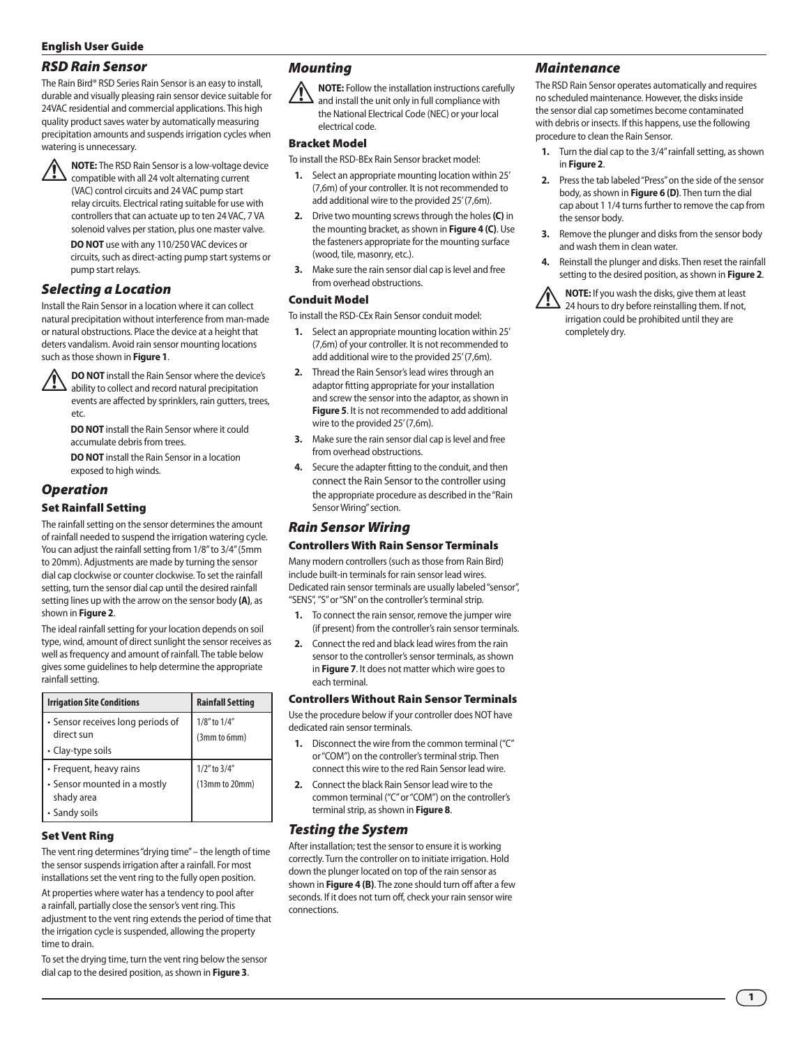## RSD Rain Sensor

The Rain Bird® RSD Series Rain Sensor is an easy to install, durable and visually pleasing rain sensor device suitable for 24VAC residential and commercial applications. This high quality product saves water by automatically measuring precipitation amounts and suspends irrigation cycles when watering is unnecessary.

**NOTE:** The RSD Rain Sensor is a low-voltage device compatible with all 24 volt alternating current (VAC) control circuits and 24 VAC pump start relay circuits. Electrical rating suitable for use with controllers that can actuate up to ten 24 VAC, 7 VA solenoid valves per station, plus one master valve.

**DO NOT** use with any 110/250 VAC devices or circuits, such as direct-acting pump start systems or pump start relays.

## Selecting a Location

Install the Rain Sensor in a location where it can collect natural precipitation without interference from man-made or natural obstructions. Place the device at a height that deters vandalism. Avoid rain sensor mounting locations such as those shown in **Figure 1**.

**DO NOT** install the Rain Sensor where the device's ability to collect and record natural precipitation events are affected by sprinklers, rain gutters, trees, etc.

**DO NOT** install the Rain Sensor where it could accumulate debris from trees.

**DO NOT** install the Rain Sensor in a location exposed to high winds.

## Operation

### Set Rainfall Setting

The rainfall setting on the sensor determines the amount of rainfall needed to suspend the irrigation watering cycle. You can adjust the rainfall setting from 1/8" to 3/4" (5mm to 20mm). Adjustments are made by turning the sensor dial cap clockwise or counter clockwise. To set the rainfall setting, turn the sensor dial cap until the desired rainfall setting lines up with the arrow on the sensor body **(A)**, as shown in **Figure 2**.

The ideal rainfall setting for your location depends on soil type, wind, amount of direct sunlight the sensor receives as well as frequency and amount of rainfall. The table below gives some guidelines to help determine the appropriate rainfall setting.

| Irrigation Site Conditions | Rainfall Setting |
|---|---|
| • Sensor receives long periods of direct sun<br>• Clay-type soils | 1/8" to 1/4" (3mm to 6mm) |
| • Frequent, heavy rains<br>• Sensor mounted in a mostly shady area<br>• Sandy soils | 1/2" to 3/4" (13mm to 20mm) |

### Set Vent Ring

The vent ring determines "drying time" – the length of time the sensor suspends irrigation after a rainfall. For most installations set the vent ring to the fully open position.

At properties where water has a tendency to pool after a rainfall, partially close the sensor's vent ring. This adjustment to the vent ring extends the period of time that the irrigation cycle is suspended, allowing the property time to drain.

To set the drying time, turn the vent ring below the sensor dial cap to the desired position, as shown in **Figure 3**.

## Mounting

**NOTE:** Follow the installation instructions carefully and install the unit only in full compliance with the National Electrical Code (NEC) or your local electrical code.

### Bracket Model

To install the RSD-BEx Rain Sensor bracket model:

1. Select an appropriate mounting location within 25' (7,6m) of your controller. It is not recommended to add additional wire to the provided 25' (7,6m).
2. Drive two mounting screws through the holes **(C)** in the mounting bracket, as shown in **Figure 4 (C)**. Use the fasteners appropriate for the mounting surface (wood, tile, masonry, etc.).
3. Make sure the rain sensor dial cap is level and free from overhead obstructions.

### Conduit Model

To install the RSD-CEx Rain Sensor conduit model:

1. Select an appropriate mounting location within 25' (7,6m) of your controller. It is not recommended to add additional wire to the provided 25' (7,6m).
2. Thread the Rain Sensor's lead wires through an adaptor fitting appropriate for your installation and screw the sensor into the adaptor, as shown in **Figure 5**. It is not recommended to add additional wire to the provided 25' (7,6m).
3. Make sure the rain sensor dial cap is level and free from overhead obstructions.
4. Secure the adapter fitting to the conduit, and then connect the Rain Sensor to the controller using the appropriate procedure as described in the "Rain Sensor Wiring" section.

## Rain Sensor Wiring

### Controllers With Rain Sensor Terminals

Many modern controllers (such as those from Rain Bird) include built-in terminals for rain sensor lead wires. Dedicated rain sensor terminals are usually labeled "sensor", "SENS", "S" or "SN" on the controller's terminal strip.

1. To connect the rain sensor, remove the jumper wire (if present) from the controller's rain sensor terminals.
2. Connect the red and black lead wires from the rain sensor to the controller's sensor terminals, as shown in **Figure 7**. It does not matter which wire goes to each terminal.

### Controllers Without Rain Sensor Terminals

Use the procedure below if your controller does NOT have dedicated rain sensor terminals.

1. Disconnect the wire from the common terminal ("C" or "COM") on the controller's terminal strip. Then connect this wire to the red Rain Sensor lead wire.
2. Connect the black Rain Sensor lead wire to the common terminal ("C" or "COM") on the controller's terminal strip, as shown in **Figure 8**.

## Testing the System

After installation; test the sensor to ensure it is working correctly. Turn the controller on to initiate irrigation. Hold down the plunger located on top of the rain sensor as shown in **Figure 4 (B)**. The zone should turn off after a few seconds. If it does not turn off, check your rain sensor wire connections.

## Maintenance

The RSD Rain Sensor operates automatically and requires no scheduled maintenance. However, the disks inside the sensor dial cap sometimes become contaminated with debris or insects. If this happens, use the following procedure to clean the Rain Sensor.

1. Turn the dial cap to the 3/4" rainfall setting, as shown in **Figure 2**.
2. Press the tab labeled "Press" on the side of the sensor body, as shown in **Figure 6 (D)**. Then turn the dial cap about 1 1/4 turns further to remove the cap from the sensor body.
3. Remove the plunger and disks from the sensor body and wash them in clean water.
4. Reinstall the plunger and disks. Then reset the rainfall setting to the desired position, as shown in **Figure 2**.

**NOTE:** If you wash the disks, give them at least 24 hours to dry before reinstalling them. If not, irrigation could be prohibited until they are completely dry.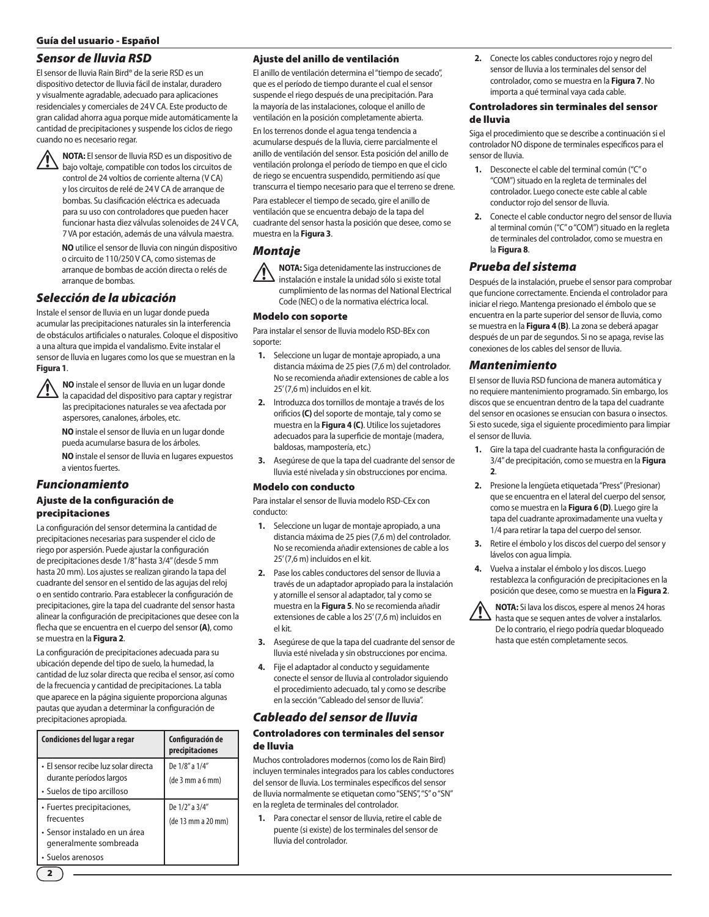## Sensor de lluvia RSD

El sensor de lluvia Rain Bird® de la serie RSD es un dispositivo detector de lluvia fácil de instalar, duradero y visualmente agradable, adecuado para aplicaciones residenciales y comerciales de 24 V CA. Este producto de gran calidad ahorra agua porque mide automáticamente la cantidad de precipitaciones y suspende los ciclos de riego cuando no es necesario regar.

**NOTA:** El sensor de lluvia RSD es un dispositivo de bajo voltaje, compatible con todos los circuitos de control de 24 voltios de corriente alterna (V CA) y los circuitos de relé de 24 V CA de arranque de bombas. Su clasificación eléctrica es adecuada para su uso con controladores que pueden hacer funcionar hasta diez válvulas solenoides de 24 V CA, 7 VA por estación, además de una válvula maestra.

**NO** utilice el sensor de lluvia con ningún dispositivo o circuito de 110/250 V CA, como sistemas de arranque de bombas de acción directa o relés de arranque de bombas.

## Selección de la ubicación

Instale el sensor de lluvia en un lugar donde pueda acumular las precipitaciones naturales sin la interferencia de obstáculos artificiales o naturales. Coloque el dispositivo a una altura que impida el vandalismo. Evite instalar el sensor de lluvia en lugares como los que se muestran en la **Figura 1**.

**NO** instale el sensor de lluvia en un lugar donde la capacidad del dispositivo para captar y registrar las precipitaciones naturales se vea afectada por aspersores, canalones, árboles, etc.

**NO** instale el sensor de lluvia en un lugar donde pueda acumularse basura de los árboles.

**NO** instale el sensor de lluvia en lugares expuestos a vientos fuertes.

## Funcionamiento

### Ajuste de la configuración de precipitaciones

La configuración del sensor determina la cantidad de precipitaciones necesarias para suspender el ciclo de riego por aspersión. Puede ajustar la configuración de precipitaciones desde 1/8" hasta 3/4" (desde 5 mm hasta 20 mm). Los ajustes se realizan girando la tapa del cuadrante del sensor en el sentido de las agujas del reloj o en sentido contrario. Para establecer la configuración de precipitaciones, gire la tapa del cuadrante del sensor hasta alinear la configuración de precipitaciones que desee con la flecha que se encuentra en el cuerpo del sensor **(A)**, como se muestra en la **Figura 2**.

La configuración de precipitaciones adecuada para su ubicación depende del tipo de suelo, la humedad, la cantidad de luz solar directa que reciba el sensor, así como de la frecuencia y cantidad de precipitaciones. La tabla que aparece en la página siguiente proporciona algunas pautas que ayudan a determinar la configuración de precipitaciones apropiada.

| Condiciones del lugar a regar | Configuración de precipitaciones |
|---|---|
| • El sensor recibe luz solar directa durante períodos largos<br>• Suelos de tipo arcilloso | De 1/8" a 1/4"<br>(de 3 mm a 6 mm) |
| • Fuertes precipitaciones, frecuentes<br>• Sensor instalado en un área generalmente sombreada<br>• Suelos arenosos | De 1/2" a 3/4"<br>(de 13 mm a 20 mm) |

### Ajuste del anillo de ventilación

El anillo de ventilación determina el "tiempo de secado", que es el período de tiempo durante el cual el sensor suspende el riego después de una precipitación. Para la mayoría de las instalaciones, coloque el anillo de ventilación en la posición completamente abierta.

En los terrenos donde el agua tenga tendencia a acumularse después de la lluvia, cierre parcialmente el anillo de ventilación del sensor. Esta posición del anillo de ventilación prolonga el período de tiempo en que el ciclo de riego se encuentra suspendido, permitiendo así que transcurra el tiempo necesario para que el terreno se drene.

Para establecer el tiempo de secado, gire el anillo de ventilación que se encuentra debajo de la tapa del cuadrante del sensor hasta la posición que desee, como se muestra en la **Figura 3**.

## Montaje

**NOTA:** Siga detenidamente las instrucciones de instalación e instale la unidad sólo si existe total cumplimiento de las normas del National Electrical Code (NEC) o de la normativa eléctrica local.

### Modelo con soporte

Para instalar el sensor de lluvia modelo RSD-BEx con soporte:

1. Seleccione un lugar de montaje apropiado, a una distancia máxima de 25 pies (7,6 m) del controlador. No se recomienda añadir extensiones de cable a los 25' (7,6 m) incluidos en el kit.
2. Introduzca dos tornillos de montaje a través de los orificios **(C)** del soporte de montaje, tal y como se muestra en la **Figura 4 (C)**. Utilice los sujetadores adecuados para la superficie de montaje (madera, baldosas, mampostería, etc.)
3. Asegúrese de que la tapa del cuadrante del sensor de lluvia esté nivelada y sin obstrucciones por encima.

### Modelo con conducto

Para instalar el sensor de lluvia modelo RSD-CEx con conducto:

1. Seleccione un lugar de montaje apropiado, a una distancia máxima de 25 pies (7,6 m) del controlador. No se recomienda añadir extensiones de cable a los 25' (7,6 m) incluidos en el kit.
2. Pase los cables conductores del sensor de lluvia a través de un adaptador apropiado para la instalación y atornille el sensor al adaptador, tal y como se muestra en la **Figura 5**. No se recomienda añadir extensiones de cable a los 25' (7,6 m) incluidos en el kit.
3. Asegúrese de que la tapa del cuadrante del sensor de lluvia esté nivelada y sin obstrucciones por encima.
4. Fije el adaptador al conducto y seguidamente conecte el sensor de lluvia al controlador siguiendo el procedimiento adecuado, tal y como se describe en la sección "Cableado del sensor de lluvia".

## Cableado del sensor de lluvia

### Controladores con terminales del sensor de lluvia

Muchos controladores modernos (como los de Rain Bird) incluyen terminales integrados para los cables conductores del sensor de lluvia. Los terminales específicos del sensor de lluvia normalmente se etiquetan como "SENS", "S" o "SN" en la regleta de terminales del controlador.

1. Para conectar el sensor de lluvia, retire el cable de puente (si existe) de los terminales del sensor de lluvia del controlador.
2. Conecte los cables conductores rojo y negro del sensor de lluvia a los terminales del sensor del controlador, como se muestra en la **Figura 7**. No importa a qué terminal vaya cada cable.

### Controladores sin terminales del sensor de lluvia

Siga el procedimiento que se describe a continuación si el controlador NO dispone de terminales específicos para el sensor de lluvia.

1. Desconecte el cable del terminal común ("C" o "COM") situado en la regleta de terminales del controlador. Luego conecte este cable al cable conductor rojo del sensor de lluvia.
2. Conecte el cable conductor negro del sensor de lluvia al terminal común ("C" o "COM") situado en la regleta de terminales del controlador, como se muestra en la **Figura 8**.

## Prueba del sistema

Después de la instalación, pruebe el sensor para comprobar que funcione correctamente. Encienda el controlador para iniciar el riego. Mantenga presionado el émbolo que se encuentra en la parte superior del sensor de lluvia, como se muestra en la **Figura 4 (B)**. La zona se deberá apagar después de un par de segundos. Si no se apaga, revise las conexiones de los cables del sensor de lluvia.

## Mantenimiento

El sensor de lluvia RSD funciona de manera automática y no requiere mantenimiento programado. Sin embargo, los discos que se encuentran dentro de la tapa del cuadrante del sensor en ocasiones se ensucian con basura o insectos. Si esto sucede, siga el siguiente procedimiento para limpiar el sensor de lluvia.

1. Gire la tapa del cuadrante hasta la configuración de 3/4" de precipitación, como se muestra en la **Figura 2**.
2. Presione la lengüeta etiquetada "Press" (Presionar) que se encuentra en el lateral del cuerpo del sensor, como se muestra en la **Figura 6 (D)**. Luego gire la tapa del cuadrante aproximadamente una vuelta y 1/4 para retirar la tapa del cuerpo del sensor.
3. Retire el émbolo y los discos del cuerpo del sensor y lávelos con agua limpia.
4. Vuelva a instalar el émbolo y los discos. Luego restablezca la configuración de precipitaciones en la posición que desee, como se muestra en la **Figura 2**.

**NOTA:** Si lava los discos, espere al menos 24 horas hasta que se sequen antes de volver a instalarlos. De lo contrario, el riego podría quedar bloqueado hasta que estén completamente secos.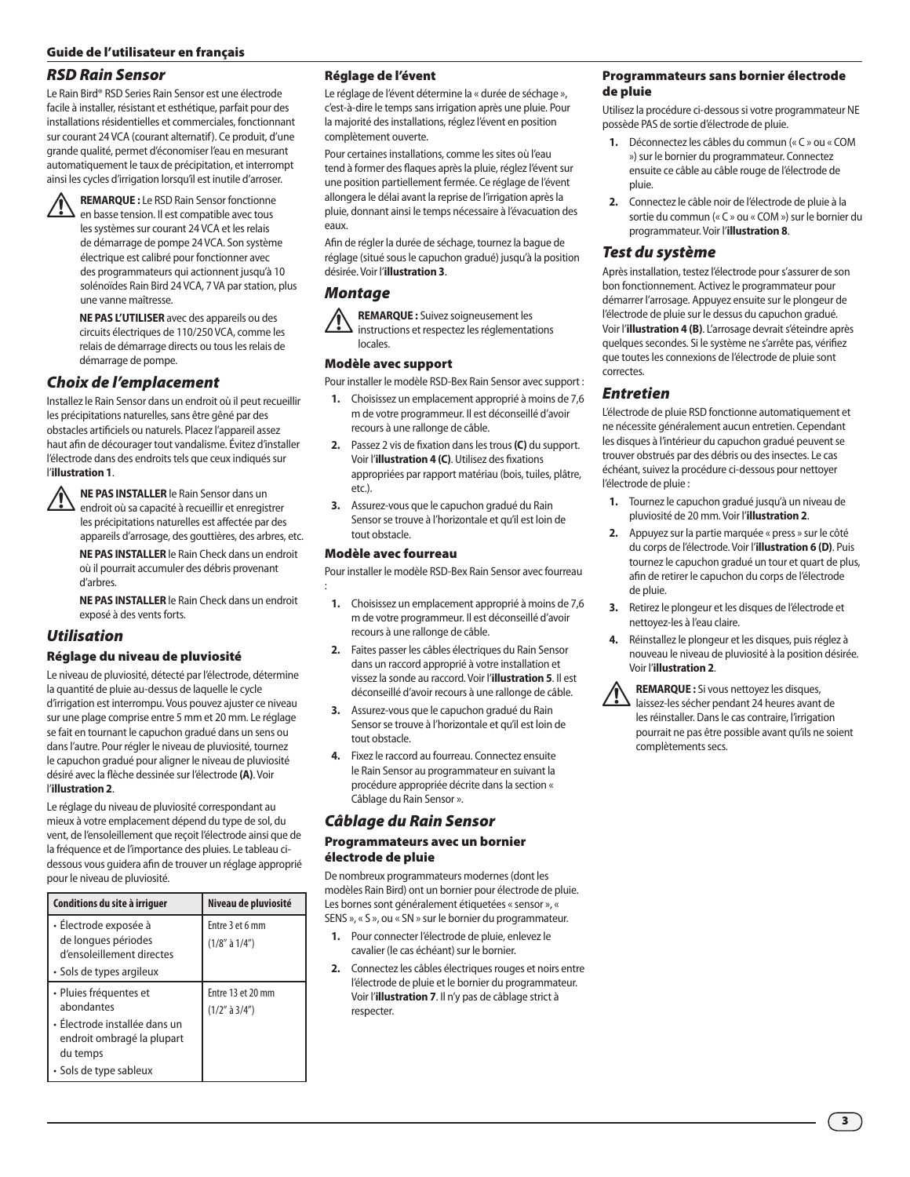# RSD Rain Sensor

Le Rain Bird® RSD Series Rain Sensor est une électrode facile à installer, résistant et esthétique, parfait pour des installations résidentielles et commerciales, fonctionnant sur courant 24 VCA (courant alternatif). Ce produit, d'une grande qualité, permet d'économiser l'eau en mesurant automatiquement le taux de précipitation, et interrompt ainsi les cycles d'irrigation lorsqu'il est inutile d'arroser.

⚠ **REMARQUE :** Le RSD Rain Sensor fonctionne en basse tension. Il est compatible avec tous les systèmes sur courant 24 VCA et les relais de démarrage de pompe 24 VCA. Son système électrique est calibré pour fonctionner avec des programmateurs qui actionnent jusqu'à 10 solénoïdes Rain Bird 24 VCA, 7 VA par station, plus une vanne maîtresse.

**NE PAS L'UTILISER** avec des appareils ou des circuits électriques de 110/250 VCA, comme les relais de démarrage directs ou tous les relais de démarrage de pompe.

## Choix de l'emplacement

Installez le Rain Sensor dans un endroit où il peut recueillir les précipitations naturelles, sans être gêné par des obstacles artificiels ou naturels. Placez l'appareil assez haut afin de décourager tout vandalisme. Évitez d'installer l'électrode dans des endroits tels que ceux indiqués sur l'**illustration 1**.

⚠ **NE PAS INSTALLER** le Rain Sensor dans un endroit où sa capacité à recueillir et enregistrer les précipitations naturelles est affectée par des appareils d'arrosage, des gouttières, des arbres, etc.

**NE PAS INSTALLER** le Rain Check dans un endroit où il pourrait accumuler des débris provenant d'arbres.

**NE PAS INSTALLER** le Rain Check dans un endroit exposé à des vents forts.

## Utilisation

### Réglage du niveau de pluviosité

Le niveau de pluviosité, détecté par l'électrode, détermine la quantité de pluie au-dessus de laquelle le cycle d'irrigation est interrompu. Vous pouvez ajuster ce niveau sur une plage comprise entre 5 mm et 20 mm. Le réglage se fait en tournant le capuchon gradué dans un sens ou dans l'autre. Pour régler le niveau de pluviosité, tournez le capuchon gradué pour aligner le niveau de pluviosité désiré avec la flèche dessinée sur l'électrode **(A)**. Voir l'**illustration 2**.

Le réglage du niveau de pluviosité correspondant au mieux à votre emplacement dépend du type de sol, du vent, de l'ensoleillement que reçoit l'électrode ainsi que de la fréquence et de l'importance des pluies. Le tableau ci-dessous vous guidera afin de trouver un réglage approprié pour le niveau de pluviosité.

| Conditions du site à irriguer | Niveau de pluviosité |
|---|---|
| • Électrode exposée à de longues périodes d'ensoleillement directes<br>• Sols de types argileux | Entre 3 et 6 mm (1/8" à 1/4") |
| • Pluies fréquentes et abondantes<br>• Électrode installée dans un endroit ombragé la plupart du temps<br>• Sols de type sableux | Entre 13 et 20 mm (1/2" à 3/4") |

### Réglage de l'évent

Le réglage de l'évent détermine la « durée de séchage », c'est-à-dire le temps sans irrigation après une pluie. Pour la majorité des installations, réglez l'évent en position complètement ouverte.

Pour certaines installations, comme les sites où l'eau tend à former des flaques après la pluie, réglez l'évent sur une position partiellement fermée. Ce réglage de l'évent allongera le délai avant la reprise de l'irrigation après la pluie, donnant ainsi le temps nécessaire à l'évacuation des eaux.

Afin de régler la durée de séchage, tournez la bague de réglage (situé sous le capuchon gradué) jusqu'à la position désirée. Voir l'**illustration 3**.

## Montage

⚠ **REMARQUE :** Suivez soigneusement les instructions et respectez les réglementations locales.

### Modèle avec support

Pour installer le modèle RSD-Bex Rain Sensor avec support :

1. Choisissez un emplacement approprié à moins de 7,6 m de votre programmeur. Il est déconseillé d'avoir recours à une rallonge de câble.
2. Passez 2 vis de fixation dans les trous **(C)** du support. Voir l'**illustration 4 (C)**. Utilisez des fixations appropriées par rapport matériau (bois, tuiles, plâtre, etc.).
3. Assurez-vous que le capuchon gradué du Rain Sensor se trouve à l'horizontale et qu'il est loin de tout obstacle.

### Modèle avec fourreau

Pour installer le modèle RSD-Bex Rain Sensor avec fourreau :

1. Choisissez un emplacement approprié à moins de 7,6 m de votre programmeur. Il est déconseillé d'avoir recours à une rallonge de câble.
2. Faites passer les câbles électriques du Rain Sensor dans un raccord approprié à votre installation et vissez la sonde au raccord. Voir l'**illustration 5**. Il est déconseillé d'avoir recours à une rallonge de câble.
3. Assurez-vous que le capuchon gradué du Rain Sensor se trouve à l'horizontale et qu'il est loin de tout obstacle.
4. Fixez le raccord au fourreau. Connectez ensuite le Rain Sensor au programmateur en suivant la procédure appropriée décrite dans la section « Câblage du Rain Sensor ».

## Câblage du Rain Sensor

### Programmateurs avec un bornier électrode de pluie

De nombreux programmateurs modernes (dont les modèles Rain Bird) ont un bornier pour électrode de pluie. Les bornes sont généralement étiquetées « sensor », « SENS », « S », ou « SN » sur le bornier du programmateur.

1. Pour connecter l'électrode de pluie, enlevez le cavalier (le cas échéant) sur le bornier.
2. Connectez les câbles électriques rouges et noirs entre l'électrode de pluie et le bornier du programmateur. Voir l'**illustration 7**. Il n'y pas de câblage strict à respecter.

### Programmateurs sans bornier électrode de pluie

Utilisez la procédure ci-dessous si votre programmateur NE possède PAS de sortie d'électrode de pluie.

1. Déconnectez les câbles du commun (« C » ou « COM ») sur le bornier du programmateur. Connectez ensuite ce câble au câble rouge de l'électrode de pluie.
2. Connectez le câble noir de l'électrode de pluie à la sortie du commun (« C » ou « COM ») sur le bornier du programmateur. Voir l'**illustration 8**.

## Test du système

Après installation, testez l'électrode pour s'assurer de son bon fonctionnement. Activez le programmateur pour démarrer l'arrosage. Appuyez ensuite sur le plongeur de l'électrode de pluie sur le dessus du capuchon gradué. Voir l'**illustration 4 (B)**. L'arrosage devrait s'éteindre après quelques secondes. Si le système ne s'arrête pas, vérifiez que toutes les connexions de l'électrode de pluie sont correctes.

## Entretien

L'électrode de pluie RSD fonctionne automatiquement et ne nécessite généralement aucun entretien. Cependant les disques à l'intérieur du capuchon gradué peuvent se trouver obstrués par des débris ou des insectes. Le cas échéant, suivez la procédure ci-dessous pour nettoyer l'électrode de pluie :

1. Tournez le capuchon gradué jusqu'à un niveau de pluviosité de 20 mm. Voir l'**illustration 2**.
2. Appuyez sur la partie marquée « press » sur le côté du corps de l'électrode. Voir l'**illustration 6 (D)**. Puis tournez le capuchon gradué un tour et quart de plus, afin de retirer le capuchon du corps de l'électrode de pluie.
3. Retirez le plongeur et les disques de l'électrode et nettoyez-les à l'eau claire.
4. Réinstallez le plongeur et les disques, puis réglez à nouveau le niveau de pluviosité à la position désirée. Voir l'**illustration 2**.

⚠ **REMARQUE :** Si vous nettoyez les disques, laissez-les sécher pendant 24 heures avant de les réinstaller. Dans le cas contraire, l'irrigation pourrait ne pas être possible avant qu'ils ne soient complètements secs.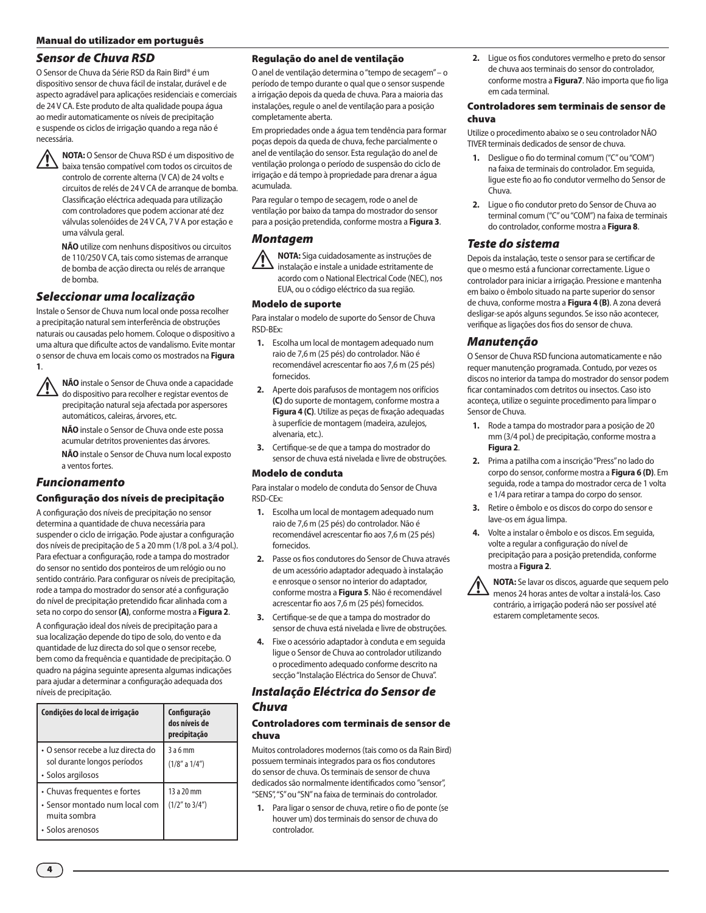## Sensor de Chuva RSD

O Sensor de Chuva da Série RSD da Rain Bird® é um dispositivo sensor de chuva fácil de instalar, durável e de aspecto agradável para aplicações residenciais e comerciais de 24 V CA. Este produto de alta qualidade poupa água ao medir automaticamente os níveis de precipitação e suspende os ciclos de irrigação quando a rega não é necessária.

**NOTA:** O Sensor de Chuva RSD é um dispositivo de baixa tensão compatível com todos os circuitos de controlo de corrente alterna (V CA) de 24 volts e circuitos de relés de 24 V CA de arranque de bomba. Classificação eléctrica adequada para utilização com controladores que podem accionar até dez válvulas solenóides de 24 V CA, 7 V A por estação e uma válvula geral.

**NÃO** utilize com nenhuns dispositivos ou circuitos de 110/250 V CA, tais como sistemas de arranque de bomba de acção directa ou relés de arranque de bomba.

## Seleccionar uma localização

Instale o Sensor de Chuva num local onde possa recolher a precipitação natural sem interferência de obstruções naturais ou causadas pelo homem. Coloque o dispositivo a uma altura que dificulte actos de vandalismo. Evite montar o sensor de chuva em locais como os mostrados na **Figura 1**.

**NÃO** instale o Sensor de Chuva onde a capacidade do dispositivo para recolher e registar eventos de precipitação natural seja afectada por aspersores automáticos, caleiras, árvores, etc.

**NÃO** instale o Sensor de Chuva onde este possa acumular detritos provenientes das árvores.

**NÃO** instale o Sensor de Chuva num local exposto a ventos fortes.

## Funcionamento

### Configuração dos níveis de precipitação

A configuração dos níveis de precipitação no sensor determina a quantidade de chuva necessária para suspender o ciclo de irrigação. Pode ajustar a configuração dos níveis de precipitação de 5 a 20 mm (1/8 pol. a 3/4 pol.). Para efectuar a configuração, rode a tampa do mostrador do sensor no sentido dos ponteiros de um relógio ou no sentido contrário. Para configurar os níveis de precipitação, rode a tampa do mostrador do sensor até a configuração do nível de precipitação pretendido ficar alinhada com a seta no corpo do sensor **(A)**, conforme mostra a **Figura 2**.

A configuração ideal dos níveis de precipitação para a sua localização depende do tipo de solo, do vento e da quantidade de luz directa do sol que o sensor recebe, bem como da frequência e quantidade de precipitação. O quadro na página seguinte apresenta algumas indicações para ajudar a determinar a configuração adequada dos níveis de precipitação.

| Condições do local de irrigação | Configuração dos níveis de precipitação |
|---|---|
| • O sensor recebe a luz directa do sol durante longos períodos<br>• Solos argilosos | 3 a 6 mm<br>(1/8" a 1/4") |
| • Chuvas frequentes e fortes<br>• Sensor montado num local com muita sombra<br>• Solos arenosos | 13 a 20 mm<br>(1/2" to 3/4") |

### Regulação do anel de ventilação

O anel de ventilação determina o "tempo de secagem" – o período de tempo durante o qual que o sensor suspende a irrigação depois da queda de chuva. Para a maioria das instalações, regule o anel de ventilação para a posição completamente aberta.

Em propriedades onde a água tem tendência para formar poças depois da queda de chuva, feche parcialmente o anel de ventilação do sensor. Esta regulação do anel de ventilação prolonga o período de suspensão do ciclo de irrigação e dá tempo à propriedade para drenar a água acumulada.

Para regular o tempo de secagem, rode o anel de ventilação por baixo da tampa do mostrador do sensor para a posição pretendida, conforme mostra a **Figura 3**.

## Montagem

**NOTA:** Siga cuidadosamente as instruções de instalação e instale a unidade estritamente de acordo com o National Electrical Code (NEC), nos EUA, ou o código eléctrico da sua região.

### Modelo de suporte

Para instalar o modelo de suporte do Sensor de Chuva RSD-BEx:

1. Escolha um local de montagem adequado num raio de 7,6 m (25 pés) do controlador. Não é recomendável acrescentar fio aos 7,6 m (25 pés) fornecidos.
2. Aperte dois parafusos de montagem nos orifícios **(C)** do suporte de montagem, conforme mostra a **Figura 4 (C)**. Utilize as peças de fixação adequadas à superfície de montagem (madeira, azulejos, alvenaria, etc.).
3. Certifique-se de que a tampa do mostrador do sensor de chuva está nivelada e livre de obstruções.

### Modelo de conduta

Para instalar o modelo de conduta do Sensor de Chuva RSD-CEx:

1. Escolha um local de montagem adequado num raio de 7,6 m (25 pés) do controlador. Não é recomendável acrescentar fio aos 7,6 m (25 pés) fornecidos.
2. Passe os fios condutores do Sensor de Chuva através de um acessório adaptador adequado à instalação e enrosque o sensor no interior do adaptador, conforme mostra a **Figura 5**. Não é recomendável acrescentar fio aos 7,6 m (25 pés) fornecidos.
3. Certifique-se de que a tampa do mostrador do sensor de chuva está nivelada e livre de obstruções.
4. Fixe o acessório adaptador à conduta e em seguida ligue o Sensor de Chuva ao controlador utilizando o procedimento adequado conforme descrito na secção "Instalação Eléctrica do Sensor de Chuva".

## Instalação Eléctrica do Sensor de Chuva

### Controladores com terminais de sensor de chuva

Muitos controladores modernos (tais como os da Rain Bird) possuem terminais integrados para os fios condutores do sensor de chuva. Os terminais de sensor de chuva dedicados são normalmente identificados como "sensor", "SENS", "S" ou "SN" na faixa de terminais do controlador.

1. Para ligar o sensor de chuva, retire o fio de ponte (se houver um) dos terminais do sensor de chuva do controlador.
2. Ligue os fios condutores vermelho e preto do sensor de chuva aos terminais do sensor do controlador, conforme mostra a **Figura7**. Não importa que fio liga em cada terminal.

### Controladores sem terminais de sensor de chuva

Utilize o procedimento abaixo se o seu controlador NÃO TIVER terminais dedicados de sensor de chuva.

1. Desligue o fio do terminal comum ("C" ou "COM") na faixa de terminais do controlador. Em seguida, ligue este fio ao fio condutor vermelho do Sensor de Chuva.
2. Ligue o fio condutor preto do Sensor de Chuva ao terminal comum ("C" ou "COM") na faixa de terminais do controlador, conforme mostra a **Figura 8**.

## Teste do sistema

Depois da instalação, teste o sensor para se certificar de que o mesmo está a funcionar correctamente. Ligue o controlador para iniciar a irrigação. Pressione e mantenha em baixo o êmbolo situado na parte superior do sensor de chuva, conforme mostra a **Figura 4 (B)**. A zona deverá desligar-se após alguns segundos. Se isso não acontecer, verifique as ligações dos fios do sensor de chuva.

## Manutenção

O Sensor de Chuva RSD funciona automaticamente e não requer manutenção programada. Contudo, por vezes os discos no interior da tampa do mostrador do sensor podem ficar contaminados com detritos ou insectos. Caso isto aconteça, utilize o seguinte procedimento para limpar o Sensor de Chuva.

1. Rode a tampa do mostrador para a posição de 20 mm (3/4 pol.) de precipitação, conforme mostra a **Figura 2**.
2. Prima a patilha com a inscrição "Press" no lado do corpo do sensor, conforme mostra a **Figura 6 (D)**. Em seguida, rode a tampa do mostrador cerca de 1 volta e 1/4 para retirar a tampa do corpo do sensor.
3. Retire o êmbolo e os discos do corpo do sensor e lave-os em água limpa.
4. Volte a instalar o êmbolo e os discos. Em seguida, volte a regular a configuração do nível de precipitação para a posição pretendida, conforme mostra a **Figura 2**.

**NOTA:** Se lavar os discos, aguarde que sequem pelo menos 24 horas antes de voltar a instalá-los. Caso contrário, a irrigação poderá não ser possível até estarem completamente secos.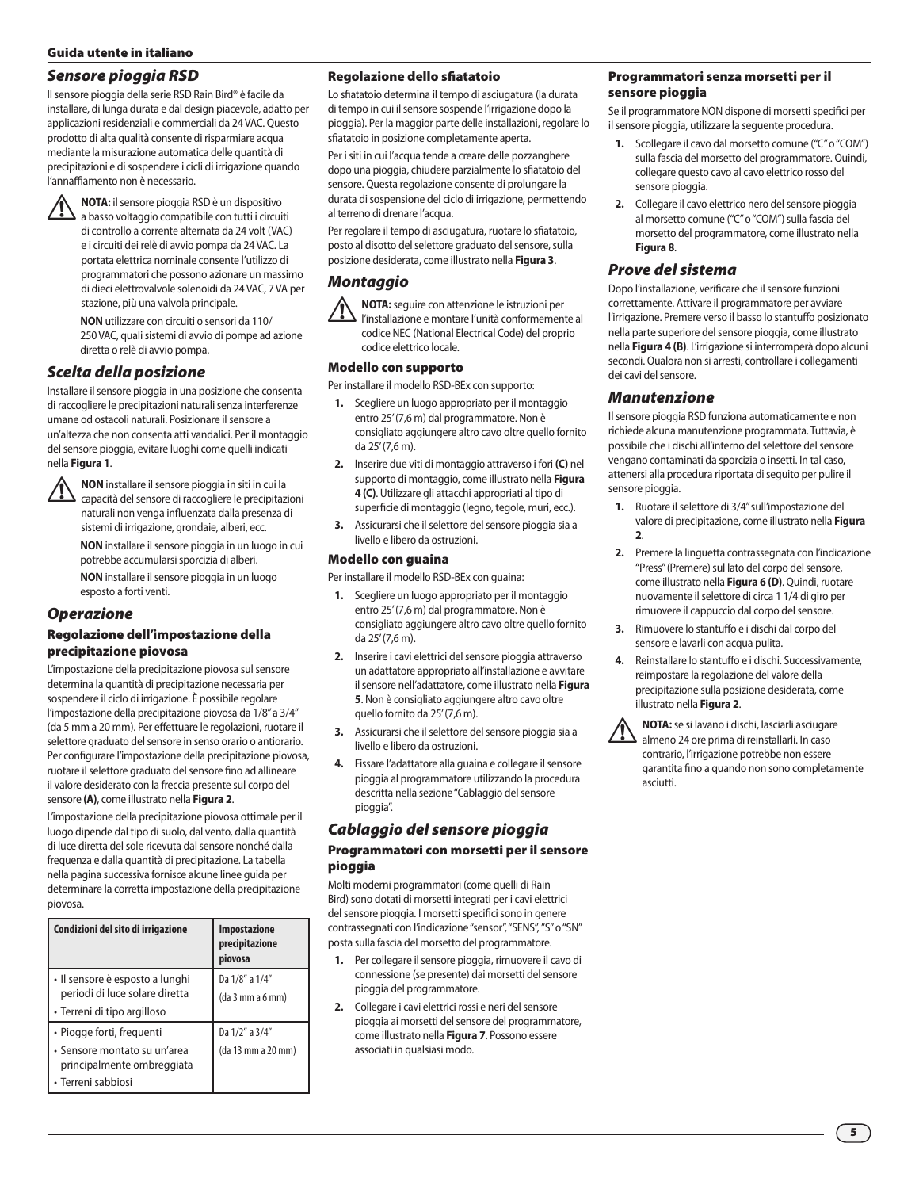## Guida utente in italiano

## Sensore pioggia RSD

Il sensore pioggia della serie RSD Rain Bird® è facile da installare, di lunga durata e dal design piacevole, adatto per applicazioni residenziali e commerciali da 24 VAC. Questo prodotto di alta qualità consente di risparmiare acqua mediante la misurazione automatica delle quantità di precipitazioni e di sospendere i cicli di irrigazione quando l'annaffiamento non è necessario.

**NOTA:** il sensore pioggia RSD è un dispositivo a basso voltaggio compatibile con tutti i circuiti di controllo a corrente alternata da 24 volt (VAC) e i circuiti dei relè di avvio pompa da 24 VAC. La portata elettrica nominale consente l'utilizzo di programmatori che possono azionare un massimo di dieci elettrovalvole solenoidi da 24 VAC, 7 VA per stazione, più una valvola principale.

**NON** utilizzare con circuiti o sensori da 110/250 VAC, quali sistemi di avvio di pompe ad azione diretta o relè di avvio pompa.

## Scelta della posizione

Installare il sensore pioggia in una posizione che consenta di raccogliere le precipitazioni naturali senza interferenze umane od ostacoli naturali. Posizionare il sensore a un'altezza che non consenta atti vandalici. Per il montaggio del sensore pioggia, evitare luoghi come quelli indicati nella **Figura 1**.

**NON** installare il sensore pioggia in siti in cui la capacità del sensore di raccogliere le precipitazioni naturali non venga influenzata dalla presenza di sistemi di irrigazione, grondaie, alberi, ecc.

**NON** installare il sensore pioggia in un luogo in cui potrebbe accumularsi sporcizia di alberi.

**NON** installare il sensore pioggia in un luogo esposto a forti venti.

## Operazione

### Regolazione dell'impostazione della precipitazione piovosa

L'impostazione della precipitazione piovosa sul sensore determina la quantità di precipitazione necessaria per sospendere il ciclo di irrigazione. È possibile regolare l'impostazione della precipitazione piovosa da 1/8" a 3/4" (da 5 mm a 20 mm). Per effettuare le regolazioni, ruotare il selettore graduato del sensore in senso orario o antiorario. Per configurare l'impostazione della precipitazione piovosa, ruotare il selettore graduato del sensore fino ad allineare il valore desiderato con la freccia presente sul corpo del sensore **(A)**, come illustrato nella **Figura 2**.

L'impostazione della precipitazione piovosa ottimale per il luogo dipende dal tipo di suolo, dal vento, dalla quantità di luce diretta del sole ricevuta dal sensore nonché dalla frequenza e dalla quantità di precipitazione. La tabella nella pagina successiva fornisce alcune linee guida per determinare la corretta impostazione della precipitazione piovosa.

| Condizioni del sito di irrigazione | Impostazione precipitazione piovosa |
|---|---|
| • Il sensore è esposto a lunghi periodi di luce solare diretta<br>• Terreni di tipo argilloso | Da 1/8" a 1/4"<br>(da 3 mm a 6 mm) |
| • Piogge forti, frequenti<br>• Sensore montato su un'area principalmente ombreggiata<br>• Terreni sabbiosi | Da 1/2" a 3/4"<br>(da 13 mm a 20 mm) |

### Regolazione dello sfiatatoio

Lo sfiatatoio determina il tempo di asciugatura (la durata di tempo in cui il sensore sospende l'irrigazione dopo la pioggia). Per la maggior parte delle installazioni, regolare lo sfiatatoio in posizione completamente aperta.

Per i siti in cui l'acqua tende a creare delle pozzanghere dopo una pioggia, chiudere parzialmente lo sfiatatoio del sensore. Questa regolazione consente di prolungare la durata di sospensione del ciclo di irrigazione, permettendo al terreno di drenare l'acqua.

Per regolare il tempo di asciugatura, ruotare lo sfiatatoio, posto al disotto del selettore graduato del sensore, sulla posizione desiderata, come illustrato nella **Figura 3**.

## Montaggio

**NOTA:** seguire con attenzione le istruzioni per l'installazione e montare l'unità conformemente al codice NEC (National Electrical Code) del proprio codice elettrico locale.

### Modello con supporto

Per installare il modello RSD-BEx con supporto:

1. Scegliere un luogo appropriato per il montaggio entro 25' (7,6 m) dal programmatore. Non è consigliato aggiungere altro cavo oltre quello fornito da 25' (7,6 m).
2. Inserire due viti di montaggio attraverso i fori **(C)** nel supporto di montaggio, come illustrato nella **Figura 4 (C)**. Utilizzare gli attacchi appropriati al tipo di superficie di montaggio (legno, tegole, muri, ecc.).
3. Assicurarsi che il selettore del sensore pioggia sia a livello e libero da ostruzioni.

### Modello con guaina

Per installare il modello RSD-BEx con guaina:

1. Scegliere un luogo appropriato per il montaggio entro 25' (7,6 m) dal programmatore. Non è consigliato aggiungere altro cavo oltre quello fornito da 25' (7,6 m).
2. Inserire i cavi elettrici del sensore pioggia attraverso un adattatore appropriato all'installazione e avvitare il sensore nell'adattatore, come illustrato nella **Figura 5**. Non è consigliato aggiungere altro cavo oltre quello fornito da 25' (7,6 m).
3. Assicurarsi che il selettore del sensore pioggia sia a livello e libero da ostruzioni.
4. Fissare l'adattatore alla guaina e collegare il sensore pioggia al programmatore utilizzando la procedura descritta nella sezione "Cablaggio del sensore pioggia".

## Cablaggio del sensore pioggia

### Programmatori con morsetti per il sensore pioggia

Molti moderni programmatori (come quelli di Rain Bird) sono dotati di morsetti integrati per i cavi elettrici del sensore pioggia. I morsetti specifici sono in genere contrassegnati con l'indicazione "sensor", "SENS", "S" o "SN" posta sulla fascia del morsetto del programmatore.

1. Per collegare il sensore pioggia, rimuovere il cavo di connessione (se presente) dai morsetti del sensore pioggia del programmatore.
2. Collegare i cavi elettrici rossi e neri del sensore pioggia ai morsetti del sensore del programmatore, come illustrato nella **Figura 7**. Possono essere associati in qualsiasi modo.

### Programmatori senza morsetti per il sensore pioggia

Se il programmatore NON dispone di morsetti specifici per il sensore pioggia, utilizzare la seguente procedura.

1. Scollegare il cavo dal morsetto comune ("C" o "COM") sulla fascia del morsetto del programmatore. Quindi, collegare questo cavo al cavo elettrico rosso del sensore pioggia.
2. Collegare il cavo elettrico nero del sensore pioggia al morsetto comune ("C" o "COM") sulla fascia del morsetto del programmatore, come illustrato nella **Figura 8**.

## Prove del sistema

Dopo l'installazione, verificare che il sensore funzioni correttamente. Attivare il programmatore per avviare l'irrigazione. Premere verso il basso lo stantuffo posizionato nella parte superiore del sensore pioggia, come illustrato nella **Figura 4 (B)**. L'irrigazione si interromperà dopo alcuni secondi. Qualora non si arresti, controllare i collegamenti dei cavi del sensore.

## Manutenzione

Il sensore pioggia RSD funziona automaticamente e non richiede alcuna manutenzione programmata. Tuttavia, è possibile che i dischi all'interno del selettore del sensore vengano contaminati da sporcizia o insetti. In tal caso, attenersi alla procedura riportata di seguito per pulire il sensore pioggia.

1. Ruotare il selettore di 3/4" sull'impostazione del valore di precipitazione, come illustrato nella **Figura 2**.
2. Premere la linguetta contrassegnata con l'indicazione "Press" (Premere) sul lato del corpo del sensore, come illustrato nella **Figura 6 (D)**. Quindi, ruotare nuovamente il selettore di circa 1 1/4 di giro per rimuovere il cappuccio dal corpo del sensore.
3. Rimuovere lo stantuffo e i dischi dal corpo del sensore e lavarli con acqua pulita.
4. Reinstallare lo stantuffo e i dischi. Successivamente, reimpostare la regolazione del valore della precipitazione sulla posizione desiderata, come illustrato nella **Figura 2**.

**NOTA:** se si lavano i dischi, lasciarli asciugare almeno 24 ore prima di reinstallarli. In caso contrario, l'irrigazione potrebbe non essere garantita fino a quando non sono completamente asciutti.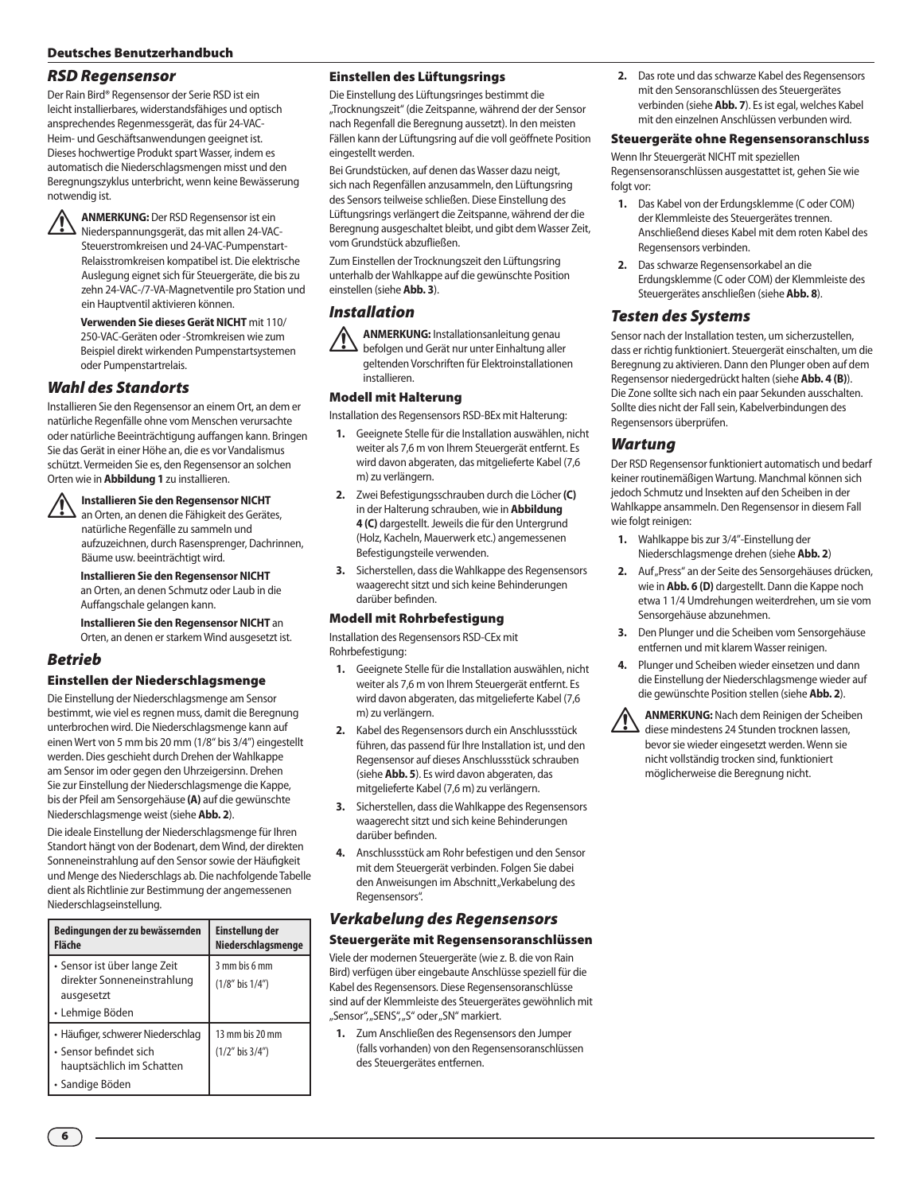## RSD Regensensor

Der Rain Bird® Regensensor der Serie RSD ist ein leicht installierbares, widerstandsfähiges und optisch ansprechendes Regenmessgerät, das für 24-VAC-Heim- und Geschäftsanwendungen geeignet ist. Dieses hochwertige Produkt spart Wasser, indem es automatisch die Niederschlagsmengen misst und den Beregnungszyklus unterbricht, wenn keine Bewässerung notwendig ist.

**ANMERKUNG:** Der RSD Regensensor ist ein Niederspannungsgerät, das mit allen 24-VAC-Steuerstromkreisen und 24-VAC-Pumpenstart-Relaisstromkreisen kompatibel ist. Die elektrische Auslegung eignet sich für Steuergeräte, die bis zu zehn 24-VAC-/7-VA-Magnetventile pro Station und ein Hauptventil aktivieren können.

**Verwenden Sie dieses Gerät NICHT** mit 110/250-VAC-Geräten oder -Stromkreisen wie zum Beispiel direkt wirkenden Pumpenstartsystemen oder Pumpenstartrelais.

## Wahl des Standorts

Installieren Sie den Regensensor an einem Ort, an dem er natürliche Regenfälle ohne vom Menschen verursachte oder natürliche Beeinträchtigung auffangen kann. Bringen Sie das Gerät in einer Höhe an, die es vor Vandalismus schützt. Vermeiden Sie es, den Regensensor an solchen Orten wie in **Abbildung 1** zu installieren.

**Installieren Sie den Regensensor NICHT** an Orten, an denen die Fähigkeit des Gerätes, natürliche Regenfälle zu sammeln und aufzuzeichnen, durch Rasensprenger, Dachrinnen, Bäume usw. beeinträchtigt wird.

**Installieren Sie den Regensensor NICHT** an Orten, an denen Schmutz oder Laub in die Auffangschale gelangen kann.

**Installieren Sie den Regensensor NICHT** an Orten, an denen er starkem Wind ausgesetzt ist.

## Betrieb

### Einstellen der Niederschlagsmenge

Die Einstellung der Niederschlagsmenge am Sensor bestimmt, wie viel es regnen muss, damit die Beregnung unterbrochen wird. Die Niederschlagsmenge kann auf einen Wert von 5 mm bis 20 mm (1/8" bis 3/4") eingestellt werden. Dies geschieht durch Drehen der Wahlkappe am Sensor im oder gegen den Uhrzeigersinn. Drehen Sie zur Einstellung der Niederschlagsmenge die Kappe, bis der Pfeil am Sensorgehäuse **(A)** auf die gewünschte Niederschlagsmenge weist (siehe **Abb. 2**).

Die ideale Einstellung der Niederschlagsmenge für Ihren Standort hängt von der Bodenart, dem Wind, der direkten Sonneneinstrahlung auf den Sensor sowie der Häufigkeit und Menge des Niederschlags ab. Die nachfolgende Tabelle dient als Richtlinie zur Bestimmung der angemessenen Niederschlagseinstellung.

| Bedingungen der zu bewässernden Fläche | Einstellung der Niederschlagsmenge |
|---|---|
| • Sensor ist über lange Zeit direkter Sonneneinstrahlung ausgesetzt<br>• Lehmige Böden | 3 mm bis 6 mm<br>(1/8" bis 1/4") |
| • Häufiger, schwerer Niederschlag<br>• Sensor befindet sich hauptsächlich im Schatten<br>• Sandige Böden | 13 mm bis 20 mm<br>(1/2" bis 3/4") |

### Einstellen des Lüftungsrings

Die Einstellung des Lüftungsringes bestimmt die „Trocknungszeit" (die Zeitspanne, während der der Sensor nach Regenfall die Beregnung aussetzt). In den meisten Fällen kann der Lüftungsring auf die voll geöffnete Position eingestellt werden.

Bei Grundstücken, auf denen das Wasser dazu neigt, sich nach Regenfällen anzusammeln, den Lüftungsring des Sensors teilweise schließen. Diese Einstellung des Lüftungsrings verlängert die Zeitspanne, während der die Beregnung ausgeschaltet bleibt, und gibt dem Wasser Zeit, vom Grundstück abzufließen.

Zum Einstellen der Trocknungszeit den Lüftungsring unterhalb der Wahlkappe auf die gewünschte Position einstellen (siehe **Abb. 3**).

## Installation

**ANMERKUNG:** Installationsanleitung genau befolgen und Gerät nur unter Einhaltung aller geltenden Vorschriften für Elektroinstallationen installieren.

### Modell mit Halterung

Installation des Regensensors RSD-BEx mit Halterung:

1. Geeignete Stelle für die Installation auswählen, nicht weiter als 7,6 m von Ihrem Steuergerät entfernt. Es wird davon abgeraten, das mitgelieferte Kabel (7,6 m) zu verlängern.
2. Zwei Befestigungsschrauben durch die Löcher **(C)** in der Halterung schrauben, wie in **Abbildung 4 (C)** dargestellt. Jeweils die für den Untergrund (Holz, Kacheln, Mauerwerk etc.) angemessenen Befestigungsteile verwenden.
3. Sicherstellen, dass die Wahlkappe des Regensensors waagerecht sitzt und sich keine Behinderungen darüber befinden.

### Modell mit Rohrbefestigung

Installation des Regensensors RSD-CEx mit Rohrbefestigung:

1. Geeignete Stelle für die Installation auswählen, nicht weiter als 7,6 m von Ihrem Steuergerät entfernt. Es wird davon abgeraten, das mitgelieferte Kabel (7,6 m) zu verlängern.
2. Kabel des Regensensors durch ein Anschlussstück führen, das passend für Ihre Installation ist, und den Regensensor auf dieses Anschlussstück schrauben (siehe **Abb. 5**). Es wird davon abgeraten, das mitgelieferte Kabel (7,6 m) zu verlängern.
3. Sicherstellen, dass die Wahlkappe des Regensensors waagerecht sitzt und sich keine Behinderungen darüber befinden.
4. Anschlussstück am Rohr befestigen und den Sensor mit dem Steuergerät verbinden. Folgen Sie dabei den Anweisungen im Abschnitt „Verkabelung des Regensensors".

## Verkabelung des Regensensors

### Steuergeräte mit Regensensoranschlüssen

Viele der modernen Steuergeräte (wie z. B. die von Rain Bird) verfügen über eingebaute Anschlüsse speziell für die Kabel des Regensensors. Diese Regensensoranschlüsse sind auf der Klemmleiste des Steuergerätes gewöhnlich mit „Sensor", „SENS", „S" oder „SN" markiert.

1. Zum Anschließen des Regensensors den Jumper (falls vorhanden) von den Regensensoranschlüssen des Steuergerätes entfernen.
2. Das rote und das schwarze Kabel des Regensensors mit den Sensoranschlüssen des Steuergerätes verbinden (siehe **Abb. 7**). Es ist egal, welches Kabel mit den einzelnen Anschlüssen verbunden wird.

### Steuergeräte ohne Regensensoranschluss

Wenn Ihr Steuergerät NICHT mit speziellen Regensensoranschlüssen ausgestattet ist, gehen Sie wie folgt vor:

1. Das Kabel von der Erdungsklemme (C oder COM) der Klemmleiste des Steuergerätes trennen. Anschließend dieses Kabel mit dem roten Kabel des Regensensors verbinden.
2. Das schwarze Regensensorkabel an die Erdungsklemme (C oder COM) der Klemmleiste des Steuergerätes anschließen (siehe **Abb. 8**).

## Testen des Systems

Sensor nach der Installation testen, um sicherzustellen, dass er richtig funktioniert. Steuergerät einschalten, um die Beregnung zu aktivieren. Dann den Plunger oben auf dem Regensensor niedergedrückt halten (siehe **Abb. 4 (B)**). Die Zone sollte sich nach ein paar Sekunden ausschalten. Sollte dies nicht der Fall sein, Kabelverbindungen des Regensensors überprüfen.

## Wartung

Der RSD Regensensor funktioniert automatisch und bedarf keiner routinemäßigen Wartung. Manchmal können sich jedoch Schmutz und Insekten auf den Scheiben in der Wahlkappe ansammeln. Den Regensensor in diesem Fall wie folgt reinigen:

1. Wahlkappe bis zur 3/4"-Einstellung der Niederschlagsmenge drehen (siehe **Abb. 2**)
2. Auf „Press" an der Seite des Sensorgehäuses drücken, wie in **Abb. 6 (D)** dargestellt. Dann die Kappe noch etwa 1 1/4 Umdrehungen weiterdrehen, um sie vom Sensorgehäuse abzunehmen.
3. Den Plunger und die Scheiben vom Sensorgehäuse entfernen und mit klarem Wasser reinigen.
4. Plunger und Scheiben wieder einsetzen und dann die Einstellung der Niederschlagsmenge wieder auf die gewünschte Position stellen (siehe **Abb. 2**).

**ANMERKUNG:** Nach dem Reinigen der Scheiben diese mindestens 24 Stunden trocknen lassen, bevor sie wieder eingesetzt werden. Wenn sie nicht vollständig trocken sind, funktioniert möglicherweise die Beregnung nicht.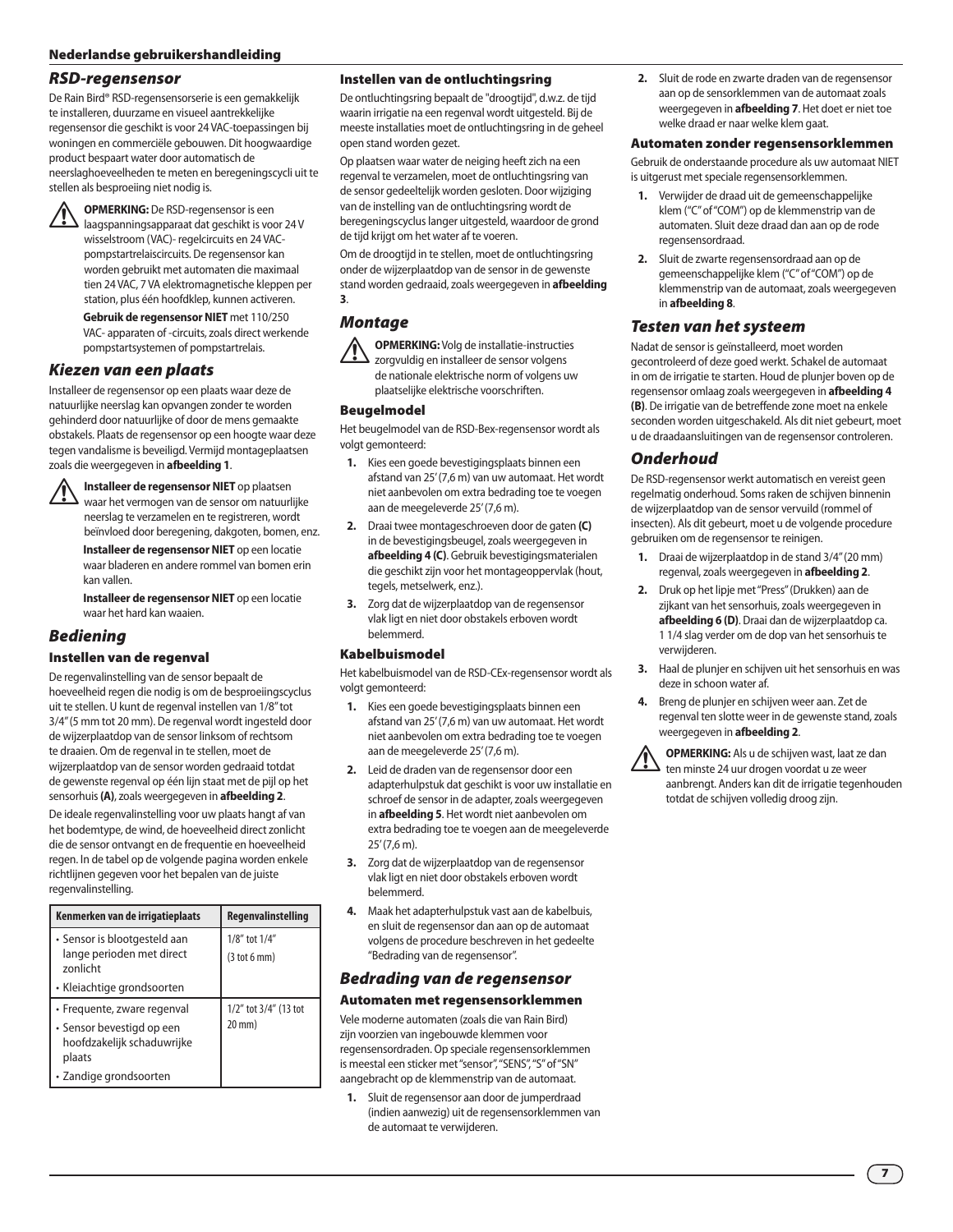## RSD-regensensor

De Rain Bird® RSD-regensensorserie is een gemakkelijk te installeren, duurzame en visueel aantrekkelijke regensensor die geschikt is voor 24 VAC-toepassingen bij woningen en commerciële gebouwen. Dit hoogwaardige product bespaart water door automatisch de neerslaghoeveelheden te meten en beregeningscycli uit te stellen als besproeiing niet nodig is.

**OPMERKING:** De RSD-regensensor is een laagspanningsapparaat dat geschikt is voor 24 V wisselstroom (VAC)- regelcircuits en 24 VAC-pompstartrelaiscircuits. De regensensor kan worden gebruikt met automaten die maximaal tien 24 VAC, 7 VA elektromagnetische kleppen per station, plus één hoofdklep, kunnen activeren.

**Gebruik de regensensor NIET** met 110/250 VAC- apparaten of -circuits, zoals direct werkende pompstartsystemen of pompstartrelais.

## Kiezen van een plaats

Installeer de regensensor op een plaats waar deze de natuurlijke neerslag kan opvangen zonder te worden gehinderd door natuurlijke of door de mens gemaakte obstakels. Plaats de regensensor op een hoogte waar deze tegen vandalisme is beveiligd. Vermijd montageplaatsen zoals die weergegeven in **afbeelding 1**.

**Installeer de regensensor NIET** op plaatsen waar het vermogen van de sensor om natuurlijke neerslag te verzamelen en te registreren, wordt beïnvloed door beregening, dakgoten, bomen, enz.

**Installeer de regensensor NIET** op een locatie waar bladeren en andere rommel van bomen erin kan vallen.

**Installeer de regensensor NIET** op een locatie waar het hard kan waaien.

## Bediening

### Instellen van de regenval

De regenvalinstelling van de sensor bepaalt de hoeveelheid regen die nodig is om de besproeiingscyclus uit te stellen. U kunt de regenval instellen van 1/8" tot 3/4" (5 mm tot 20 mm). De regenval wordt ingesteld door de wijzerplaatdop van de sensor linksom of rechtsom te draaien. Om de regenval in te stellen, moet de wijzerplaatdop van de sensor worden gedraaid totdat de gewenste regenval op één lijn staat met de pijl op het sensorhuis **(A)**, zoals weergegeven in **afbeelding 2**.

De ideale regenvalinstelling voor uw plaats hangt af van het bodemtype, de wind, de hoeveelheid direct zonlicht die de sensor ontvangt en de frequentie en hoeveelheid regen. In de tabel op de volgende pagina worden enkele richtlijnen gegeven voor het bepalen van de juiste regenvalinstelling.

| Kenmerken van de irrigatieplaats | Regenvalinstelling |
|---|---|
| • Sensor is blootgesteld aan lange perioden met direct zonlicht<br>• Kleiachtige grondsoorten | 1/8" tot 1/4" (3 tot 6 mm) |
| • Frequente, zware regenval<br>• Sensor bevestigd op een hoofdzakelijk schaduwrijke plaats<br>• Zandige grondsoorten | 1/2" tot 3/4" (13 tot 20 mm) |

### Instellen van de ontluchtingsring

De ontluchtingsring bepaalt de "droogtijd", d.w.z. de tijd waarin irrigatie na een regenval wordt uitgesteld. Bij de meeste installaties moet de ontluchtingsring in de geheel open stand worden gezet.

Op plaatsen waar water de neiging heeft zich na een regenval te verzamelen, moet de ontluchtingsring van de sensor gedeeltelijk worden gesloten. Door wijziging van de instelling van de ontluchtingsring wordt de beregeningscyclus langer uitgesteld, waardoor de grond de tijd krijgt om het water af te voeren.

Om de droogtijd in te stellen, moet de ontluchtingsring onder de wijzerplaatdop van de sensor in de gewenste stand worden gedraaid, zoals weergegeven in **afbeelding 3**.

## Montage

**OPMERKING:** Volg de installatie-instructies zorgvuldig en installeer de sensor volgens de nationale elektrische norm of volgens uw plaatselijke elektrische voorschriften.

### Beugelmodel

Het beugelmodel van de RSD-Bex-regensensor wordt als volgt gemonteerd:

1. Kies een goede bevestigingsplaats binnen een afstand van 25' (7,6 m) van uw automaat. Het wordt niet aanbevolen om extra bedrading toe te voegen aan de meegeleverde 25' (7,6 m).
2. Draai twee montageschroeven door de gaten **(C)** in de bevestigingsbeugel, zoals weergegeven in **afbeelding 4 (C)**. Gebruik bevestigingsmaterialen die geschikt zijn voor het montageoppervlak (hout, tegels, metselwerk, enz.).
3. Zorg dat de wijzerplaatdop van de regensensor vlak ligt en niet door obstakels erboven wordt belemmerd.

### Kabelbuismodel

Het kabelbuismodel van de RSD-CEx-regensensor wordt als volgt gemonteerd:

1. Kies een goede bevestigingsplaats binnen een afstand van 25' (7,6 m) van uw automaat. Het wordt niet aanbevolen om extra bedrading toe te voegen aan de meegeleverde 25' (7,6 m).
2. Leid de draden van de regensensor door een adapterhulpstuk dat geschikt is voor uw installatie en schroef de sensor in de adapter, zoals weergegeven in **afbeelding 5**. Het wordt niet aanbevolen om extra bedrading toe te voegen aan de meegeleverde 25' (7,6 m).
3. Zorg dat de wijzerplaatdop van de regensensor vlak ligt en niet door obstakels erboven wordt belemmerd.
4. Maak het adapterhulpstuk vast aan de kabelbuis, en sluit de regensensor dan aan op de automaat volgens de procedure beschreven in het gedeelte "Bedrading van de regensensor".

## Bedrading van de regensensor

### Automaten met regensensorklemmen

Vele moderne automaten (zoals die van Rain Bird) zijn voorzien van ingebouwde klemmen voor regensensordraden. Op speciale regensensorklemmen is meestal een sticker met "sensor", "SENS", "S" of "SN" aangebracht op de klemmenstrip van de automaat.

1. Sluit de regensensor aan door de jumperdraad (indien aanwezig) uit de regensensorklemmen van de automaat te verwijderen.
2. Sluit de rode en zwarte draden van de regensensor aan op de sensorklemmen van de automaat zoals weergegeven in **afbeelding 7**. Het doet er niet toe welke draad er naar welke klem gaat.

### Automaten zonder regensensorklemmen

Gebruik de onderstaande procedure als uw automaat NIET is uitgerust met speciale regensensorklemmen.

1. Verwijder de draad uit de gemeenschappelijke klem ("C" of "COM") op de klemmenstrip van de automaten. Sluit deze draad dan aan op de rode regensensordraad.
2. Sluit de zwarte regensensordraad aan op de gemeenschappelijke klem ("C" of "COM") op de klemmenstrip van de automaat, zoals weergegeven in **afbeelding 8**.

## Testen van het systeem

Nadat de sensor is geïnstalleerd, moet worden gecontroleerd of deze goed werkt. Schakel de automaat in om de irrigatie te starten. Houd de plunjer boven op de regensensor omlaag zoals weergegeven in **afbeelding 4 (B)**. De irrigatie van de betreffende zone moet na enkele seconden worden uitgeschakeld. Als dit niet gebeurt, moet u de draadaansluitingen van de regensensor controleren.

## Onderhoud

De RSD-regensensor werkt automatisch en vereist geen regelmatig onderhoud. Soms raken de schijven binnenin de wijzerplaatdop van de sensor vervuild (rommel of insecten). Als dit gebeurt, moet u de volgende procedure gebruiken om de regensensor te reinigen.

1. Draai de wijzerplaatdop in de stand 3/4" (20 mm) regenval, zoals weergegeven in **afbeelding 2**.
2. Druk op het lipje met "Press" (Drukken) aan de zijkant van het sensorhuis, zoals weergegeven in **afbeelding 6 (D)**. Draai dan de wijzerplaatdop ca. 1 1/4 slag verder om de dop van het sensorhuis te verwijderen.
3. Haal de plunjer en schijven uit het sensorhuis en was deze in schoon water af.
4. Breng de plunjer en schijven weer aan. Zet de regenval ten slotte weer in de gewenste stand, zoals weergegeven in **afbeelding 2**.

**OPMERKING:** Als u de schijven wast, laat ze dan ten minste 24 uur drogen voordat u ze weer aanbrengt. Anders kan dit de irrigatie tegenhouden totdat de schijven volledig droog zijn.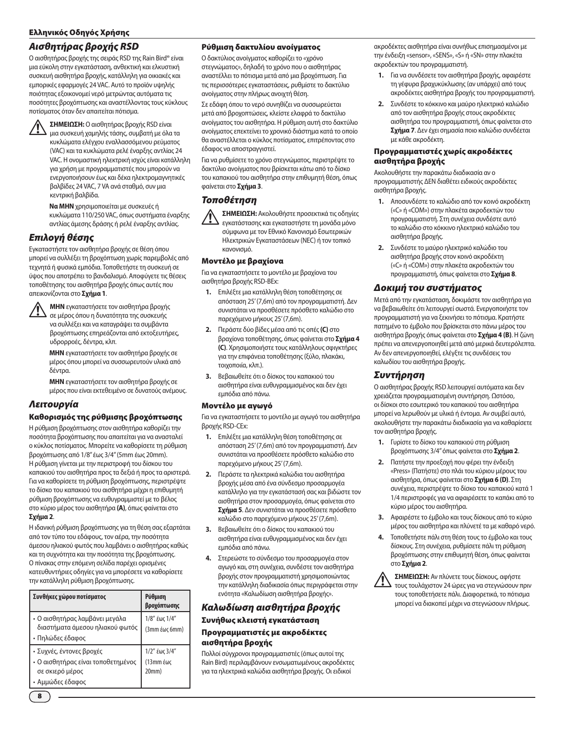## Αισθητήρας βροχής RSD

Ο αισθητήρας βροχής της σειράς RSD της Rain Bird® είναι μια εύκολη στην εγκατάσταση, ανθεκτική και ελκυστική συσκευή αισθητήρα βροχής, κατάλληλη για οικιακές και εμπορικές εφαρμογές 24 VAC. Αυτό το προϊόν υψηλής ποιότητας εξοικονομεί νερό μετρώντας αυτόματα τις ποσότητες βροχόπτωσης και αναστέλλοντας τους κύκλους ποτίσματος όταν δεν απαιτείται πότισμα.

**ΣΗΜΕΙΩΣΗ:** Ο αισθητήρας βροχής RSD είναι μια συσκευή χαμηλής τάσης, συμβατή με όλα τα κυκλώματα ελέγχου εναλλασσόμενου ρεύματος (VAC) και τα κυκλώματα ρελέ έναρξης αντλίας 24 VAC. Η ονομαστική ηλεκτρική ισχύς είναι κατάλληλη για χρήση με προγραμματιστές που μπορούν να ενεργοποιήσουν έως και δέκα ηλεκτρομαγνητικές βαλβίδες 24 VAC, 7 VA ανά σταθμό, συν μια κεντρική βαλβίδα.

**Να ΜΗΝ** χρησιμοποιείται με συσκευές ή κυκλώματα 110/250 VAC, όπως συστήματα έναρξης αντλίας άμεσης δράσης ή ρελέ έναρξης αντλίας.

## Επιλογή θέσης

Εγκαταστήστε τον αισθητήρα βροχής σε θέση όπου μπορεί να συλλέξει τη βροχόπτωση χωρίς παρεμβολές από τεχνητά ή φυσικά εμπόδια. Τοποθετήστε τη συσκευή σε ύψος που αποτρέπει το βανδαλισμό. Αποφύγετε τις θέσεις τοποθέτησης του αισθητήρα βροχής όπως αυτές που απεικονίζονται στο **Σχήμα 1**.

**ΜΗΝ** εγκαταστήσετε τον αισθητήρα βροχής σε μέρος όπου η δυνατότητα της συσκευής να συλλέξει και να καταγράψει τα συμβάντα βροχόπτωσης επηρεάζονται από εκτοξευτήρες, υδρορροές, δέντρα, κλπ.

**ΜΗΝ** εγκαταστήσετε τον αισθητήρα βροχής σε μέρος όπου μπορεί να συσσωρευτούν υλικά από δέντρα.

**ΜΗΝ** εγκαταστήσετε τον αισθητήρα βροχής σε μέρος που είναι εκτεθειμένο σε δυνατούς ανέμους.

## Λειτουργία

### Καθορισμός της ρύθμισης βροχόπτωσης

Η ρύθμιση βροχόπτωσης στον αισθητήρα βροχής καθορίζει την ποσότητα βροχόπτωσης που απαιτείται για να ανασταλεί ο κύκλος ποτίσματος. Μπορείτε να καθορίσετε τη ρύθμιση βροχόπτωσης από 1/8" έως 3/4" (5mm έως 20mm). Η ρύθμιση γίνεται με την περιστροφή του δίσκου του καπακιού του αισθητήρα προς τα δεξιά ή προς τα αριστερά. Για να καθορίσετε τη ρύθμιση βροχόπτωσης, περιστρέψτε το δίσκο του καπακιού του αισθητήρα μέχρι η επιθυμητή ρύθμιση βροχόπτωσης να ευθυγραμμιστεί με το βέλος στο κύριο μέρος του αισθητήρα **(A)**, όπως φαίνεται στο **Σχήμα 2**.

Η ιδανική ρύθμιση βροχόπτωσης για τη θέση σας εξαρτάται από τον τύπο του εδάφους, τον αέρα, την ποσότητα άμεσου ηλιακού φωτός που λαμβάνει ο αισθητήρας καθώς και τη συχνότητα και την ποσότητα της βροχόπτωσης. Ο πίνακας στην επόμενη σελίδα παρέχει ορισμένες κατευθυντήριες οδηγίες για να μπορέσετε να καθορίσετε την κατάλληλη ρύθμιση βροχόπτωσης.

| Συνθήκες χώρου ποτίσματος | Ρύθμιση βροχόπτωσης |
|---|---|
| • Ο αισθητήρας λαμβάνει μεγάλα διαστήματα άμεσου ηλιακού φωτός<br>• Πηλώδες έδαφος | 1/8" έως 1/4" (3mm έως 6mm) |
| • Συχνές, έντονες βροχές<br>• Ο αισθητήρας είναι τοποθετημένος σε σκιερό μέρος<br>• Αμμώδες έδαφος | 1/2" έως 3/4" (13mm έως 20mm) |

### Ρύθμιση δακτυλίου ανοίγματος

Ο δακτύλιος ανοίγματος καθορίζει το «χρόνο στεγνώματος», δηλαδή το χρόνο που ο αισθητήρας αναστέλλει το πότισμα μετά από μια βροχόπτωση. Για τις περισσότερες εγκαταστάσεις, ρυθμίστε το δακτύλιο ανοίγματος στην πλήρως ανοιχτή θέση.

Σε εδάφη όπου το νερό συνηθίζει να συσσωρεύεται μετά από βροχοπτώσεις, κλείστε ελαφρά το δακτύλιο ανοίγματος του αισθητήρα. Η ρύθμιση αυτή στο δακτύλιο ανοίγματος επεκτείνει το χρονικό διάστημα κατά το οποίο θα αναστέλλεται ο κύκλος ποτίσματος, επιτρέποντας στο έδαφος να αποστραγγιστεί.

Για να ρυθμίσετε το χρόνο στεγνώματος, περιστρέψτε το δακτύλιο ανοίγματος που βρίσκεται κάτω από το δίσκο του καπακιού του αισθητήρα στην επιθυμητή θέση, όπως φαίνεται στο **Σχήμα 3**.

## Τοποθέτηση

**ΣΗΜΕΙΩΣΗ:** Ακολουθήστε προσεκτικά τις οδηγίες εγκατάστασης και εγκαταστήστε τη μονάδα μόνο σύμφωνα με τον Εθνικό Κανονισμό Εσωτερικών Ηλεκτρικών Εγκαταστάσεων (NEC) ή τον τοπικό κανονισμό.

### Μοντέλο με βραχίονα

Για να εγκαταστήσετε το μοντέλο με βραχίονα του αισθητήρα βροχής RSD-BEx:

1. Επιλέξτε μια κατάλληλη θέση τοποθέτησης σε απόσταση 25' (7,6m) από τον προγραμματιστή. Δεν συνιστάται να προσθέσετε πρόσθετο καλώδιο στο παρεχόμενο μήκους 25' (7,6m).
2. Περάστε δύο βίδες μέσα από τις οπές **(C)** στο βραχίονα τοποθέτησης, όπως φαίνεται στο **Σχήμα 4 (C)**. Χρησιμοποιήστε τους κατάλληλους σφιγκτήρες για την επιφάνεια τοποθέτησης (ξύλο, πλακάκι, τοιχοποιία, κλπ.).
3. Βεβαιωθείτε ότι ο δίσκος του καπακιού του αισθητήρα είναι ευθυγραμμισμένος και δεν έχει εμπόδια από πάνω.

### Μοντέλο με αγωγό

Για να εγκαταστήσετε το μοντέλο με αγωγό του αισθητήρα βροχής RSD-CEx:

1. Επιλέξτε μια κατάλληλη θέση τοποθέτησης σε απόσταση 25' (7,6m) από τον προγραμματιστή. Δεν συνιστάται να προσθέσετε πρόσθετο καλώδιο στο παρεχόμενο μήκους 25' (7,6m).
2. Περάστε τα ηλεκτρικά καλώδια του αισθητήρα βροχής μέσα από ένα σύνδεσμο προσαρμογέα κατάλληλο για την εγκατάστασή σας και βιδώστε τον αισθητήρα στον προσαρμογέα, όπως φαίνεται στο **Σχήμα 5**. Δεν συνιστάται να προσθέσετε πρόσθετο καλώδιο στο παρεχόμενο μήκους 25' (7,6m).
3. Βεβαιωθείτε ότι ο δίσκος του καπακιού του αισθητήρα είναι ευθυγραμμισμένος και δεν έχει εμπόδια από πάνω.
4. Στερεώστε το σύνδεσμο του προσαρμογέα στον αγωγό και, στη συνέχεια, συνδέστε τον αισθητήρα βροχής στον προγραμματιστή χρησιμοποιώντας την κατάλληλη διαδικασία όπως περιγράφεται στην ενότητα «Καλωδίωση αισθητήρα βροχής».

## Καλωδίωση αισθητήρα βροχής

### Συνήθως κλειστή εγκατάσταση

### Προγραμματιστές με ακροδέκτες αισθητήρα βροχής

Πολλοί σύγχρονοι προγραμματιστές (όπως αυτοί της Rain Bird) περιλαμβάνουν ενσωματωμένους ακροδέκτες για τα ηλεκτρικά καλώδια αισθητήρα βροχής. Οι ειδικοί ακροδέκτες αισθητήρα είναι συνήθως επισημασμένοι με την ένδειξη «sensor», «SENS», «S» ή «SN» στην πλακέτα ακροδεκτών του προγραμματιστή.

1. Για να συνδέσετε τον αισθητήρα βροχής, αφαιρέστε τη γέφυρα βραχυκύκλωσης (αν υπάρχει) από τους ακροδέκτες αισθητήρα βροχής του προγραμματιστή.
2. Συνδέστε το κόκκινο και μαύρο ηλεκτρικό καλώδιο από τον αισθητήρα βροχής στους ακροδέκτες αισθητήρα του προγραμματιστή, όπως φαίνεται στο **Σχήμα 7**. Δεν έχει σημασία ποιο καλώδιο συνδέεται με κάθε ακροδέκτη.

### Προγραμματιστές χωρίς ακροδέκτες αισθητήρα βροχής

Ακολουθήστε την παρακάτω διαδικασία αν ο προγραμματιστής ΔΕΝ διαθέτει ειδικούς ακροδέκτες αισθητήρα βροχής.

1. Αποσυνδέστε το καλώδιο από τον κοινό ακροδέκτη («C» ή «COM») στην πλακέτα ακροδεκτών του προγραμματιστή. Στη συνέχεια συνδέστε αυτό το καλώδιο στο κόκκινο ηλεκτρικό καλώδιο του αισθητήρα βροχής.
2. Συνδέστε το μαύρο ηλεκτρικό καλώδιο του αισθητήρα βροχής στον κοινό ακροδέκτη («C» ή «COM») στην πλακέτα ακροδεκτών του προγραμματιστή, όπως φαίνεται στο **Σχήμα 8**.

## Δοκιμή του συστήματος

Μετά από την εγκατάσταση, δοκιμάστε τον αισθητήρα για να βεβαιωθείτε ότι λειτουργεί σωστά. Ενεργοποιήστε τον προγραμματιστή για να ξεκινήσει το πότισμα. Κρατήστε πατημένο το έμβολο που βρίσκεται στο πάνω μέρος του αισθητήρα βροχής όπως φαίνεται στο **Σχήμα 4 (B)**. Η ζώνη πρέπει να απενεργοποιηθεί μετά από μερικά δευτερόλεπτα. Αν δεν απενεργοποιηθεί, ελέγξτε τις συνδέσεις του καλωδίου του αισθητήρα βροχής.

## Συντήρηση

Ο αισθητήρας βροχής RSD λειτουργεί αυτόματα και δεν χρειάζεται προγραμματισμένη συντήρηση. Ωστόσο, οι δίσκοι στο εσωτερικό του καπακιού του αισθητήρα μπορεί να λερωθούν με υλικά ή έντομα. Αν συμβεί αυτό, ακολουθήστε την παρακάτω διαδικασία για να καθαρίσετε τον αισθητήρα βροχής.

1. Γυρίστε το δίσκο του καπακιού στη ρύθμιση βροχόπτωσης 3/4" όπως φαίνεται στο **Σχήμα 2**.
2. Πατήστε την προεξοχή που φέρει την ένδειξη «Press» (Πατήστε) στο πλάι του κύριου μέρους του αισθητήρα, όπως φαίνεται στο **Σχήμα 6 (D)**. Στη συνέχεια, περιστρέψτε το δίσκο του καπακιού κατά 1 1/4 περιστροφές για να αφαιρέσετε το καπάκι από το κύριο μέρος του αισθητήρα.
3. Αφαιρέστε το έμβολο και τους δίσκους από το κύριο μέρος του αισθητήρα και πλύνετέ τα με καθαρό νερό.
4. Τοποθετήστε πάλι στη θέση τους το έμβολο και τους δίσκους. Στη συνέχεια, ρυθμίστε πάλι τη ρύθμιση βροχόπτωσης στην επιθυμητή θέση, όπως φαίνεται στο **Σχήμα 2**.

**ΣΗΜΕΙΩΣΗ:** Αν πλύνετε τους δίσκους, αφήστε τους τουλάχιστον 24 ώρες για να στεγνώσουν πριν τους τοποθετήσετε πάλι. Διαφορετικά, το πότισμα μπορεί να διακοπεί μέχρι να στεγνώσουν πλήρως.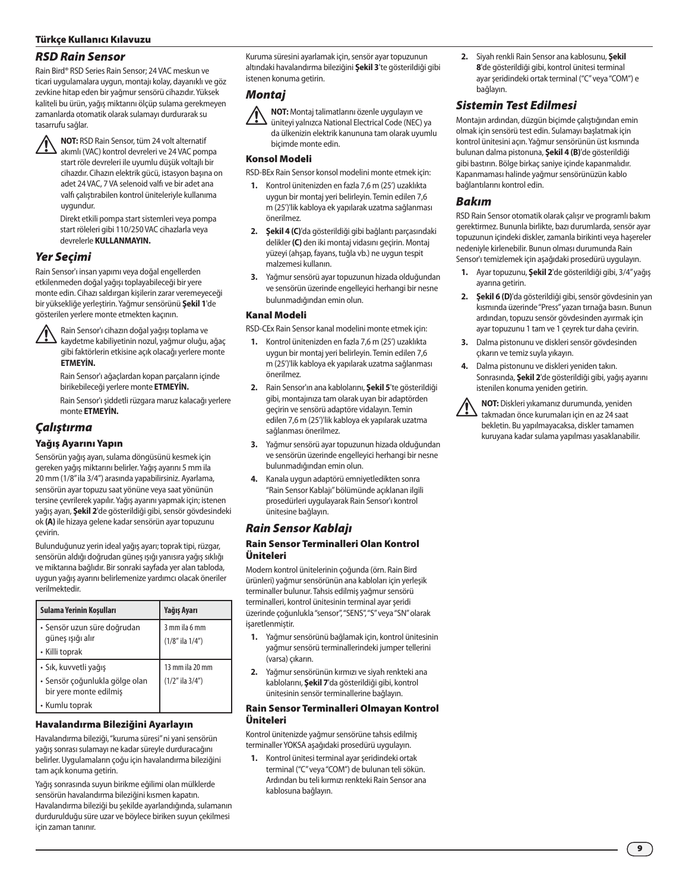## RSD Rain Sensor

Rain Bird® RSD Series Rain Sensor; 24 VAC meskun ve ticari uygulamalara uygun, montajı kolay, dayanıklı ve göz zevkine hitap eden bir yağmur sensörü cihazıdır. Yüksek kaliteli bu ürün, yağış miktarını ölçüp sulama gerekmeyen zamanlarda otomatik olarak sulamayı durdurarak su tasarrufu sağlar.

**NOT:** RSD Rain Sensor, tüm 24 volt alternatif akımlı (VAC) kontrol devreleri ve 24 VAC pompa start röle devreleri ile uyumlu düşük voltajlı bir cihazdır. Cihazın elektrik gücü, istasyon başına on adet 24 VAC, 7 VA selenoid valfi ve bir adet ana valfi çalıştırabilen kontrol üniteleriyle kullanıma uygundur.

Direkt etkili pompa start sistemleri veya pompa start röleleri gibi 110/250 VAC cihazlarla veya devrelerle **KULLANMAYIN.**

## Yer Seçimi

Rain Sensor'ı insan yapımı veya doğal engellerden etkilenmeden doğal yağışı toplayabileceği bir yere monte edin. Cihazı saldırgan kişilerin zarar veremeyeceği bir yüksekliğe yerleştirin. Yağmur sensörünü **Şekil 1**'de gösterilen yerlere monte etmekten kaçının.

Rain Sensor'ı cihazın doğal yağışı toplama ve kaydetme kabiliyetinin nozul, yağmur oluğu, ağaç gibi faktörlerin etkisine açık olacağı yerlere monte **ETMEYİN.**

Rain Sensor'ı ağaçlardan kopan parçaların içinde birikebileceği yerlere monte **ETMEYİN.**

Rain Sensor'ı şiddetli rüzgara maruz kalacağı yerlere monte **ETMEYİN.**

## Çalıştırma

### Yağış Ayarını Yapın

Sensörün yağış ayarı, sulama döngüsünü kesmek için gereken yağış miktarını belirler. Yağış ayarını 5 mm ila 20 mm (1/8" ila 3/4") arasında yapabilirsiniz. Ayarlama, sensörün ayar topuzu saat yönüne veya saat yönünün tersine çevrilerek yapılır. Yağış ayarını yapmak için; istenen yağış ayarı, **Şekil 2**'de gösterildiği gibi, sensör gövdesindeki ok **(A)** ile hizaya gelene kadar sensörün ayar topuzunu çevirin.

Bulunduğunuz yerin ideal yağış ayarı; toprak tipi, rüzgar, sensörün aldığı doğrudan güneş ışığı yanısıra yağış sıklığı ve miktarına bağlıdır. Bir sonraki sayfada yer alan tabloda, uygun yağış ayarını belirlemenize yardımcı olacak öneriler verilmektedir.

| Sulama Yerinin Koşulları | Yağış Ayarı |
|---|---|
| • Sensör uzun süre doğrudan güneş ışığı alır<br>• Killi toprak | 3 mm ila 6 mm<br>(1/8" ila 1/4") |
| • Sık, kuvvetli yağış<br>• Sensör çoğunlukla gölge olan bir yere monte edilmiş<br>• Kumlu toprak | 13 mm ila 20 mm<br>(1/2" ila 3/4") |

### Havalandırma Bileziğini Ayarlayın

Havalandırma bileziği, "kuruma süresi" ni yani sensörün yağış sonrası sulamayı ne kadar süreyle durduracağını belirler. Uygulamaların çoğu için havalandırma bileziğini tam açık konuma getirin.

Yağış sonrasında suyun birikme eğilimi olan mülklerde sensörün havalandırma bileziğini kısmen kapatın. Havalandırma bileziği bu şekilde ayarlandığında, sulamanın durdurulduğu süre uzar ve böylece biriken suyun çekilmesi için zaman tanınır.

Kuruma süresini ayarlamak için, sensör ayar topuzunun altındaki havalandırma bileziğini **Şekil 3**'te gösterildiği gibi istenen konuma getirin.

## Montaj

**NOT:** Montaj talimatlarını özenle uygulayın ve üniteyi yalnızca National Electrical Code (NEC) ya da ülkenizin elektrik kanununa tam olarak uyumlu biçimde monte edin.

### Konsol Modeli

RSD-BEx Rain Sensor konsol modelini monte etmek için:

1. Kontrol ünitenizden en fazla 7,6 m (25') uzaklıkta uygun bir montaj yeri belirleyin. Temin edilen 7,6 m (25')'lik kabloya ek yapılarak uzatma sağlanması önerilmez.
2. **Şekil 4 (C)**'da gösterildiği gibi bağlantı parçasındaki delikler **(C)** den iki montaj vidasını geçirin. Montaj yüzeyi (ahşap, fayans, tuğla vb.) ne uygun tespit malzemesi kullanın.
3. Yağmur sensörü ayar topuzunun hizada olduğundan ve sensörün üzerinde engelleyici herhangi bir nesne bulunmadığından emin olun.

### Kanal Modeli

RSD-CEx Rain Sensor kanal modelini monte etmek için:

1. Kontrol ünitenizden en fazla 7,6 m (25') uzaklıkta uygun bir montaj yeri belirleyin. Temin edilen 7,6 m (25')'lik kabloya ek yapılarak uzatma sağlanması önerilmez.
2. Rain Sensor'ın ana kablolarını, **Şekil 5**'te gösterildiği gibi, montajınıza tam olarak uyan bir adaptörden geçirin ve sensörü adaptöre vidalayın. Temin edilen 7,6 m (25')'lik kabloya ek yapılarak uzatma sağlanması önerilmez.
3. Yağmur sensörü ayar topuzunun hizada olduğundan ve sensörün üzerinde engelleyici herhangi bir nesne bulunmadığından emin olun.
4. Kanala uygun adaptörü emniyetledikten sonra "Rain Sensor Kablajı" bölümünde açıklanan ilgili prosedürleri uygulayarak Rain Sensor'ı kontrol ünitesine bağlayın.

## Rain Sensor Kablajı

### Rain Sensor Terminalleri Olan Kontrol Üniteleri

Modern kontrol ünitelerinin çoğunda (örn. Rain Bird ürünleri) yağmur sensörünün ana kabloları için yerleşik terminaller bulunur. Tahsis edilmiş yağmur sensörü terminalleri, kontrol ünitesinin terminal ayar şeridi üzerinde çoğunlukla "sensor", "SENS", "S" veya "SN" olarak işaretlenmiştir.

1. Yağmur sensörünü bağlamak için, kontrol ünitesinin yağmur sensörü terminallerindeki jumper tellerini (varsa) çıkarın.
2. Yağmur sensörünün kırmızı ve siyah renkteki ana kablolarını, **Şekil 7**'da gösterildiği gibi, kontrol ünitesinin sensör terminallerine bağlayın.

### Rain Sensor Terminalleri Olmayan Kontrol Üniteleri

Kontrol ünitenizde yağmur sensörüne tahsis edilmiş terminaller YOKSA aşağıdaki prosedürü uygulayın.

1. Kontrol ünitesi terminal ayar şeridindeki ortak terminal ("C" veya "COM") de bulunan teli sökün. Ardından bu teli kırmızı renkteki Rain Sensor ana kablosuna bağlayın.
2. Siyah renkli Rain Sensor ana kablosunu, **Şekil 8**'de gösterildiği gibi, kontrol ünitesi terminal ayar şeridindeki ortak terminal ("C" veya "COM") e bağlayın.

## Sistemin Test Edilmesi

Montajın ardından, düzgün biçimde çalıştığından emin olmak için sensörü test edin. Sulamayı başlatmak için kontrol ünitesini açın. Yağmur sensörünün üst kısmında bulunan dalma pistonuna, **Şekil 4 (B)**'de gösterildiği gibi bastırın. Bölge birkaç saniye içinde kapanmalıdır. Kapanmaması halinde yağmur sensörünüzün kablo bağlantılarını kontrol edin.

## Bakım

RSD Rain Sensor otomatik olarak çalışır ve programlı bakım gerektirmez. Bununla birlikte, bazı durumlarda, sensör ayar topuzunun içindeki diskler, zamanla birikinti veya haşereler nedeniyle kirlenebilir. Bunun olması durumunda Rain Sensor'ı temizlemek için aşağıdaki prosedürü uygulayın.

1. Ayar topuzunu, **Şekil 2**'de gösterildiği gibi, 3/4" yağış ayarına getirin.
2. **Şekil 6 (D)**'da gösterildiği gibi, sensör gövdesinin yan kısmında üzerinde "Press" yazan tırnağa basın. Bunun ardından, topuzu sensör gövdesinden ayırmak için ayar topuzunu 1 tam ve 1 çeyrek tur daha çevirin.
3. Dalma pistonunu ve diskleri sensör gövdesinden çıkarın ve temiz suyla yıkayın.
4. Dalma pistonunu ve diskleri yeniden takın. Sonrasında, **Şekil 2**'de gösterildiği gibi, yağış ayarını istenilen konuma yeniden getirin.

**NOT:** Diskleri yıkamanız durumunda, yeniden takmadan önce kurumaları için en az 24 saat bekletin. Bu yapılmayacaksa, diskler tamamen kuruyana kadar sulama yapılması yasaklanabilir.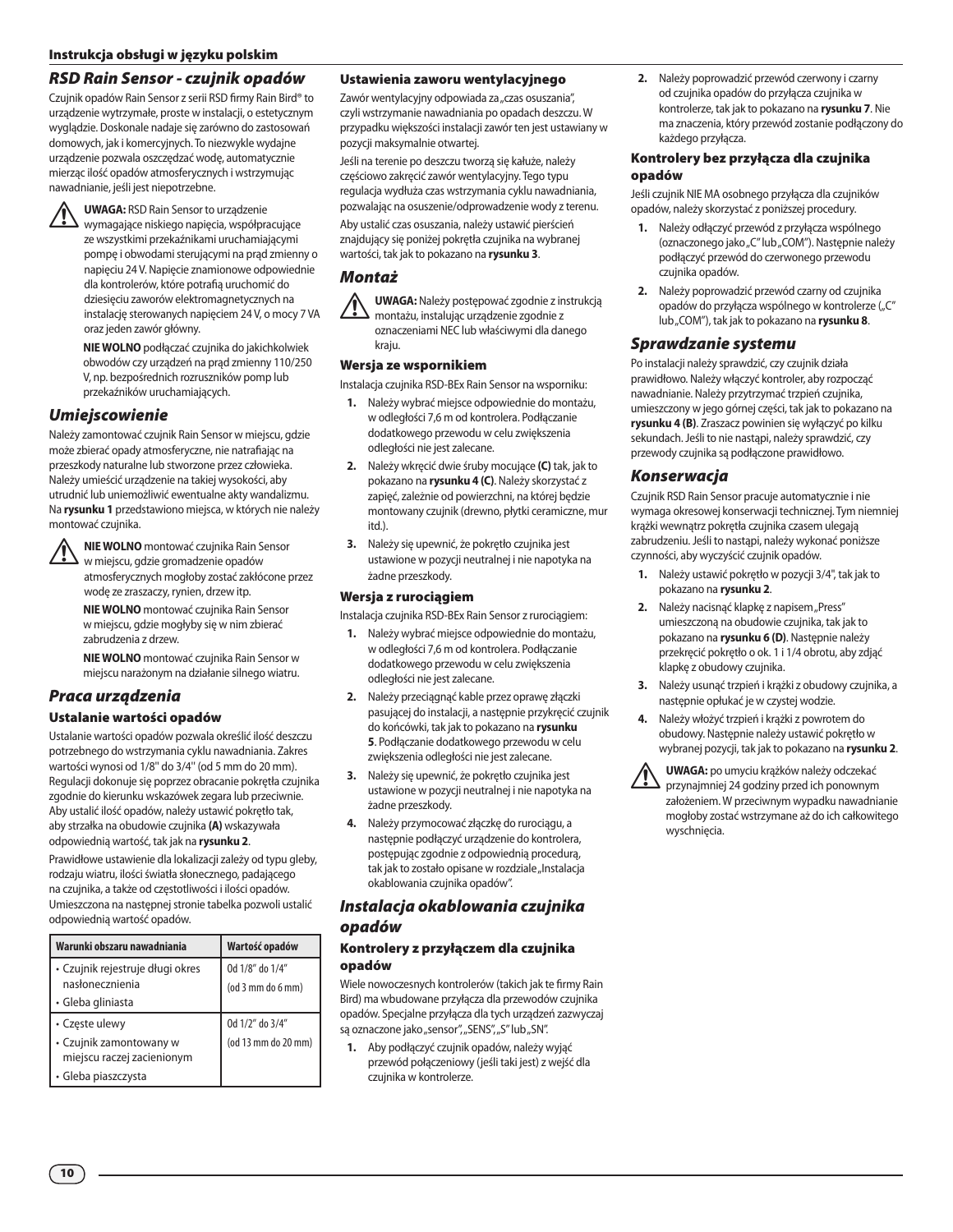## RSD Rain Sensor - czujnik opadów

Czujnik opadów Rain Sensor z serii RSD firmy Rain Bird® to urządzenie wytrzymałe, proste w instalacji, o estetycznym wyglądzie. Doskonale nadaje się zarówno do zastosowań domowych, jak i komercyjnych. To niezwykle wydajne urządzenie pozwala oszczędzać wodę, automatycznie mierząc ilość opadów atmosferycznych i wstrzymując nawadnianie, jeśli jest niepotrzebne.

**UWAGA:** RSD Rain Sensor to urządzenie wymagające niskiego napięcia, współpracujące ze wszystkimi przekaźnikami uruchamiającymi pompę i obwodami sterującymi na prąd zmienny o napięciu 24 V. Napięcie znamionowe odpowiednie dla kontrolerów, które potrafią uruchomić do dziesięciu zaworów elektromagnetycznych na instalację sterowanych napięciem 24 V, o mocy 7 VA oraz jeden zawór główny.

**NIE WOLNO** podłączać czujnika do jakichkolwiek obwodów czy urządzeń na prąd zmienny 110/250 V, np. bezpośrednich rozruszników pomp lub przekaźników uruchamiających.

## Umiejscowienie

Należy zamontować czujnik Rain Sensor w miejscu, gdzie może zbierać opady atmosferyczne, nie natrafiając na przeszkody naturalne lub stworzone przez człowieka. Należy umieścić urządzenie na takiej wysokości, aby utrudnić lub uniemożliwić ewentualne akty wandalizmu. Na **rysunku 1** przedstawiono miejsca, w których nie należy montować czujnika.

**NIE WOLNO** montować czujnika Rain Sensor w miejscu, gdzie gromadzenie opadów atmosferycznych mogłoby zostać zakłócone przez wodę ze zraszaczy, rynien, drzew itp.

**NIE WOLNO** montować czujnika Rain Sensor w miejscu, gdzie mogłyby się w nim zbierać zabrudzenia z drzew.

**NIE WOLNO** montować czujnika Rain Sensor w miejscu narażonym na działanie silnego wiatru.

## Praca urządzenia

### Ustalanie wartości opadów

Ustalanie wartości opadów pozwala określić ilość deszczu potrzebnego do wstrzymania cyklu nawadniania. Zakres wartości wynosi od 1/8'' do 3/4'' (od 5 mm do 20 mm). Regulacji dokonuje się poprzez obracanie pokrętła czujnika zgodnie do kierunku wskazówek zegara lub przeciwnie. Aby ustalić ilość opadów, należy ustawić pokrętło tak, aby strzałka na obudowie czujnika **(A)** wskazywała odpowiednią wartość, tak jak na **rysunku 2**.

Prawidłowe ustawienie dla lokalizacji zależy od typu gleby, rodzaju wiatru, ilości światła słonecznego, padającego na czujnika, a także od częstotliwości i ilości opadów. Umieszczona na następnej stronie tabelka pozwoli ustalić odpowiednią wartość opadów.

| Warunki obszaru nawadniania | Wartość opadów |
|---|---|
| • Czujnik rejestruje długi okres nasłonecznienia<br>• Gleba gliniasta | Od 1/8" do 1/4"<br>(od 3 mm do 6 mm) |
| • Częste ulewy<br>• Czujnik zamontowany w miejscu raczej zacienionym<br>• Gleba piaszczysta | Od 1/2" do 3/4"<br>(od 13 mm do 20 mm) |

### Ustawienia zaworu wentylacyjnego

Zawór wentylacyjny odpowiada za „czas osuszania", czyli wstrzymanie nawadniania po opadach deszczu. W przypadku większości instalacji zawór ten jest ustawiany w pozycji maksymalnie otwartej.

Jeśli na terenie po deszczu tworzą się kałuże, należy częściowo zakręcić zawór wentylacyjny. Tego typu regulacja wydłuża czas wstrzymania cyklu nawadniania, pozwalając na osuszenie/odprowadzenie wody z terenu.

Aby ustalić czas osuszania, należy ustawić pierścień znajdujący się poniżej pokrętła czujnika na wybranej wartości, tak jak to pokazano na **rysunku 3**.

## Montaż

**UWAGA:** Należy postępować zgodnie z instrukcją montażu, instalując urządzenie zgodnie z oznaczeniami NEC lub właściwymi dla danego kraju.

### Wersja ze wspornikiem

Instalacja czujnika RSD-BEx Rain Sensor na wsporniku:

1. Należy wybrać miejsce odpowiednie do montażu, w odległości 7,6 m od kontrolera. Podłączanie dodatkowego przewodu w celu zwiększenia odległości nie jest zalecane.
2. Należy wkręcić dwie śruby mocujące **(C)** tak, jak to pokazano na **rysunku 4 (C)**. Należy skorzystać z zapięć, zależnie od powierzchni, na której będzie montowany czujnik (drewno, płytki ceramiczne, mur itd.).
3. Należy się upewnić, że pokrętło czujnika jest ustawione w pozycji neutralnej i nie napotyka na żadne przeszkody.

### Wersja z rurociągiem

Instalacja czujnika RSD-BEx Rain Sensor z rurociągiem:

1. Należy wybrać miejsce odpowiednie do montażu, w odległości 7,6 m od kontrolera. Podłączanie dodatkowego przewodu w celu zwiększenia odległości nie jest zalecane.
2. Należy przeciągnąć kable przez oprawę złączki pasującej do instalacji, a następnie przykręcić czujnik do końcówki, tak jak to pokazano na **rysunku 5**. Podłączanie dodatkowego przewodu w celu zwiększenia odległości nie jest zalecane.
3. Należy się upewnić, że pokrętło czujnika jest ustawione w pozycji neutralnej i nie napotyka na żadne przeszkody.
4. Należy przymocować złączkę do rurociągu, a następnie podłączyć urządzenie do kontrolera, postępując zgodnie z odpowiednią procedurą, tak jak to zostało opisane w rozdziale „Instalacja okablowania czujnika opadów".

## Instalacja okablowania czujnika opadów

### Kontrolery z przyłączem dla czujnika opadów

Wiele nowoczesnych kontrolerów (takich jak te firmy Rain Bird) ma wbudowane przyłącza dla przewodów czujnika opadów. Specjalne przyłącza dla tych urządzeń zazwyczaj są oznaczone jako „sensor", „SENS", „S" lub „SN".

1. Aby podłączyć czujnik opadów, należy wyjąć przewód połączeniowy (jeśli taki jest) z wejść dla czujnika w kontrolerze.
2. Należy poprowadzić przewód czerwony i czarny od czujnika opadów do przyłącza czujnika w kontrolerze, tak jak to pokazano na **rysunku 7**. Nie ma znaczenia, który przewód zostanie podłączony do każdego przyłącza.

### Kontrolery bez przyłącza dla czujnika opadów

Jeśli czujnik NIE MA osobnego przyłącza dla czujników opadów, należy skorzystać z poniższej procedury.

1. Należy odłączyć przewód z przyłącza wspólnego (oznaczonego jako „C" lub „COM"). Następnie należy podłączyć przewód do czerwonego przewodu czujnika opadów.
2. Należy poprowadzić przewód czarny od czujnika opadów do przyłącza wspólnego w kontrolerze („C" lub „COM"), tak jak to pokazano na **rysunku 8**.

## Sprawdzanie systemu

Po instalacji należy sprawdzić, czy czujnik działa prawidłowo. Należy włączyć kontroler, aby rozpocząć nawadnianie. Należy przytrzymać trzpień czujnika, umieszczony w jego górnej części, tak jak to pokazano na **rysunku 4 (B)**. Zraszacz powinien się wyłączyć po kilku sekundach. Jeśli to nie nastąpi, należy sprawdzić, czy przewody czujnika są podłączone prawidłowo.

## Konserwacja

Czujnik RSD Rain Sensor pracuje automatycznie i nie wymaga okresowej konserwacji technicznej. Tym niemniej krążki wewnątrz pokrętła czujnika czasem ulegają zabrudzeniu. Jeśli to nastąpi, należy wykonać poniższe czynności, aby wyczyścić czujnik opadów.

1. Należy ustawić pokrętło w pozycji 3/4", tak jak to pokazano na **rysunku 2**.
2. Należy nacisnąć klapkę z napisem „Press" umieszczoną na obudowie czujnika, tak jak to pokazano na **rysunku 6 (D)**. Następnie należy przekręcić pokrętło o ok. 1 i 1/4 obrotu, aby zdjąć klapkę z obudowy czujnika.
3. Należy usunąć trzpień i krążki z obudowy czujnika, a następnie opłukać je w czystej wodzie.
4. Należy włożyć trzpień i krążki z powrotem do obudowy. Następnie należy ustawić pokrętło w wybranej pozycji, tak jak to pokazano na **rysunku 2**.

**UWAGA:** po umyciu krążków należy odczekać przynajmniej 24 godziny przed ich ponownym założeniem. W przeciwnym wypadku nawadnianie mogłoby zostać wstrzymane aż do ich całkowitego wyschnięcia.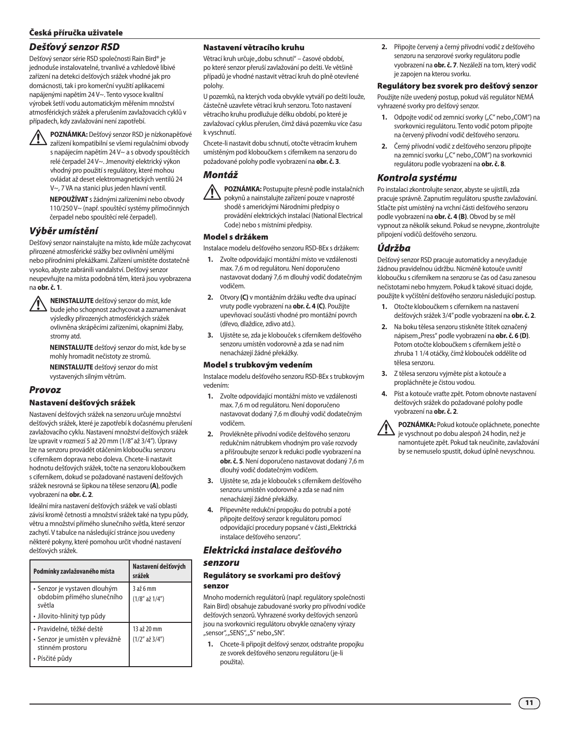# Česká příručka uživatele

## *Dešťový senzor RSD*

Dešťový senzor série RSD společnosti Rain Bird® je jednoduše instalovatelné, trvanlivé a vzhledově líbivé zařízení na detekci dešťových srážek vhodné jak pro domácnosti, tak i pro komerční využití aplikacemi napájenými napětím 24 V~. Tento vysoce kvalitní výrobek šetří vodu automatickým měřením množství atmosférických srážek a přerušením zavlažovacích cyklů v případech, kdy zavlažování není zapotřebí.

**POZNÁMKA:** Dešťový senzor RSD je nízkonapěťové zařízení kompatibilní se všemi regulačními obvody s napájecím napětím 24 V~ a s obvody spouštěcích relé čerpadel 24 V~. Jmenovitý elektrický výkon vhodný pro použití s regulátory, které mohou ovládat až deset elektromagnetických ventilů 24 V~, 7 VA na stanici plus jeden hlavní ventil.

**NEPOUŽÍVAT** s žádnými zařízeními nebo obvody 110/250 V~ (např. spouštěcí systémy přímočinných čerpadel nebo spouštěcí relé čerpadel).

## *Výběr umístění*

Dešťový senzor nainstalujte na místo, kde může zachycovat přirozené atmosférické srážky bez ovlivnění umělými nebo přírodními překážkami. Zařízení umístěte dostatečně vysoko, abyste zabránili vandalství. Dešťový senzor neupevňujte na místa podobná těm, která jsou vyobrazena na **obr. č. 1**.

**NEINSTALUJTE** dešťový senzor do míst, kde bude jeho schopnost zachycovat a zaznamenávat výsledky přirozených atmosférických srážek ovlivněna skrápěcími zařízeními, okapními žlaby, stromy atd.

**NEINSTALUJTE** dešťový senzor do míst, kde by se mohly hromadit nečistoty ze stromů.

**NEINSTALUJTE** dešťový senzor do míst vystavených silným větrům.

## *Provoz*

### Nastavení dešťových srážek

Nastavení dešťových srážek na senzoru určuje množství dešťových srážek, které je zapotřebí k dočasnému přerušení zavlažovacího cyklu. Nastavení množství dešťových srážek lze upravit v rozmezí 5 až 20 mm (1/8" až 3/4"). Úpravy lze na senzoru provádět otáčením kloboučku senzoru s ciferníkem doprava nebo doleva. Chcete-li nastavit hodnotu dešťových srážek, točte na senzoru kloboučkem s ciferníkem, dokud se požadované nastavení dešťových srážek nesrovná se šipkou na tělese senzoru **(A)**, podle vyobrazení na **obr. č. 2**.

Ideální míra nastavení dešťových srážek ve vaší oblasti závisí kromě četnosti a množství srážek také na typu půdy, větru a množství přímého slunečního světla, které senzor zachytí. V tabulce na následující stránce jsou uvedeny některé pokyny, které pomohou určit vhodné nastavení dešťových srážek.

| Podmínky zavlažovaného místa | Nastavení dešťových srážek |
|---|---|
| • Senzor je vystaven dlouhým obdobím přímého slunečního světla<br>• Jílovito-hlinitý typ půdy | 3 až 6 mm<br>(1/8" až 1/4") |
| • Pravidelné, těžké deště<br>• Senzor je umístěn v převážně stinném prostoru<br>• Písčité půdy | 13 až 20 mm<br>(1/2" až 3/4") |

### Nastavení větracího kruhu

Větrací kruh určuje „dobu schnutí" – časové období, po které senzor přeruší zavlažování po dešti. Ve většině případů je vhodné nastavit větrací kruh do plně otevřené polohy.

U pozemků, na kterých voda obvykle vytváří po dešti louže, částečně uzavřete větrací kruh senzoru. Toto nastavení větracího kruhu prodlužuje délku období, po které je zavlažovací cyklus přerušen, čímž dává pozemku více času k vyschnutí.

Chcete-li nastavit dobu schnutí, otočte větracím kruhem umístěným pod kloboučkem s ciferníkem na senzoru do požadované polohy podle vyobrazení na **obr. č. 3**.

## *Montáž*

**POZNÁMKA:** Postupujte přesně podle instalačních pokynů a nainstalujte zařízení pouze v naprosté shodě s americkými Národními předpisy o provádění elektrických instalací (National Electrical Code) nebo s místními předpisy.

### Model s držákem

Instalace modelu dešťového senzoru RSD-BEx s držákem:

1. Zvolte odpovídající montážní místo ve vzdálenosti max. 7,6 m od regulátoru. Není doporučeno nastavovat dodaný 7,6 m dlouhý vodič dodatečným vodičem.
2. Otvory **(C)** v montážním držáku veďte dva upínací vruty podle vyobrazení na **obr. č. 4 (C)**. Použijte upevňovací součásti vhodné pro montážní povrch (dřevo, dlaždice, zdivo atd.).
3. Ujistěte se, zda je klobouček s ciferníkem dešťového senzoru umístěn vodorovně a zda se nad ním nenacházejí žádné překážky.

### Model s trubkovým vedením

Instalace modelu dešťového senzoru RSD-BEx s trubkovým vedením:

1. Zvolte odpovídající montážní místo ve vzdálenosti max. 7,6 m od regulátoru. Není doporučeno nastavovat dodaný 7,6 m dlouhý vodič dodatečným vodičem.
2. Provlékněte přívodní vodiče dešťového senzoru redukčním nátrubkem vhodným pro vaše rozvody a přišroubujte senzor k redukci podle vyobrazení na **obr. č. 5**. Není doporučeno nastavovat dodaný 7,6 m dlouhý vodič dodatečným vodičem.
3. Ujistěte se, zda je klobouček s ciferníkem dešťového senzoru umístěn vodorovně a zda se nad ním nenacházejí žádné překážky.
4. Připevněte redukční propojku do potrubí a poté připojte dešťový senzor k regulátoru pomocí odpovídající procedury popsané v části „Elektrická instalace dešťového senzoru".

## *Elektrická instalace dešťového senzoru*

### Regulátory se svorkami pro dešťový senzor

Mnoho moderních regulátorů (např. regulátory společnosti Rain Bird) obsahuje zabudované svorky pro přívodní vodiče dešťových senzorů. Vyhrazené svorky dešťových senzorů jsou na svorkovnici regulátoru obvykle označeny výrazy „sensor", „SENS", „S" nebo „SN".

1. Chcete-li připojit dešťový senzor, odstraňte propojku ze svorek dešťového senzoru regulátoru (je-li použita).
2. Připojte červený a černý přívodní vodič z dešťového senzoru na senzorové svorky regulátoru podle vyobrazení na **obr. č. 7**. Nezáleží na tom, který vodič je zapojen na kterou svorku.

### Regulátory bez svorek pro dešťový senzor

Použijte níže uvedený postup, pokud váš regulátor NEMÁ vyhrazené svorky pro dešťový senzor.

1. Odpojte vodič od zemnicí svorky („C" nebo „COM") na svorkovnici regulátoru. Tento vodič potom připojte na červený přívodní vodič dešťového senzoru.
2. Černý přívodní vodič z dešťového senzoru připojte na zemnicí svorku („C" nebo „COM") na svorkovnici regulátoru podle vyobrazení na **obr. č. 8**.

## *Kontrola systému*

Po instalaci zkontrolujte senzor, abyste se ujistili, zda pracuje správně. Zapnutím regulátoru spusťte zavlažování. Stlačte píst umístěný na vrchní části dešťového senzoru podle vyobrazení na **obr. č. 4 (B)**. Obvod by se měl vypnout za několik sekund. Pokud se nevypne, zkontrolujte připojení vodičů dešťového senzoru.

## *Údržba*

Dešťový senzor RSD pracuje automaticky a nevyžaduje žádnou pravidelnou údržbu. Nicméně kotouče uvnitř kloboučku s ciferníkem na senzoru se čas od času zanesou nečistotami nebo hmyzem. Pokud k takové situaci dojde, použijte k vyčištění dešťového senzoru následující postup.

1. Otočte kloboučkem s ciferníkem na nastavení dešťových srážek 3/4" podle vyobrazení na **obr. č. 2**.
2. Na boku tělesa senzoru stiskněte štítek označený nápisem „Press" podle vyobrazení na **obr. č. 6 (D)**. Potom otočte kloboučkem s ciferníkem ještě o zhruba 1 1/4 otáčky, čímž klobouček oddělíte od tělesa senzoru.
3. Z tělesa senzoru vyjměte píst a kotouče a propláchněte je čistou vodou.
4. Píst a kotouče vraťte zpět. Potom obnovte nastavení dešťových srážek do požadované polohy podle vyobrazení na **obr. č. 2**.

**POZNÁMKA:** Pokud kotouče opláchnete, ponechte je vyschnout po dobu alespoň 24 hodin, než je namontujete zpět. Pokud tak neučiníte, zavlažování by se nemuselo spustit, dokud úplně nevyschnou.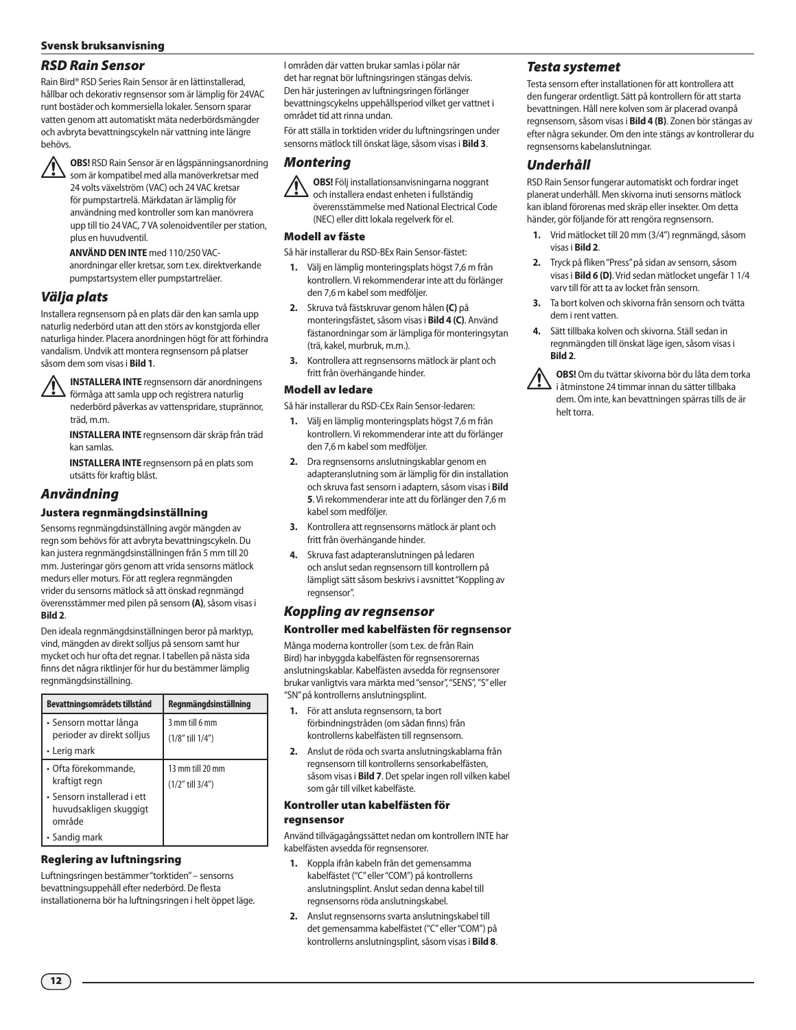## Svensk bruksanvisning

### *RSD Rain Sensor*

Rain Bird® RSD Series Rain Sensor är en lättinstallerad, hållbar och dekorativ regnsensor som är lämplig för 24VAC runt bostäder och kommersiella lokaler. Sensorn sparar vatten genom att automatiskt mäta nederbördsmängder och avbryta bevattningscykeln när vattning inte längre behövs.

**OBS!** RSD Rain Sensor är en lågspänningsanordning som är kompatibel med alla manöverkretsar med 24 volts växelström (VAC) och 24 VAC kretsar för pumpstartrelä. Märkdatan är lämplig för användning med kontroller som kan manövrera upp till tio 24 VAC, 7 VA solenoidventiler per station, plus en huvudventil.

**ANVÄND DEN INTE** med 110/250 VAC-anordningar eller kretsar, som t.ex. direktverkande pumpstartsystem eller pumpstartreläer.

### *Välja plats*

Installera regnsensorn på en plats där den kan samla upp naturlig nederbörd utan att den störs av konstgjorda eller naturliga hinder. Placera anordningen högt för att förhindra vandalism. Undvik att montera regnsensorn på platser såsom dem som visas i **Bild 1**.

**INSTALLERA INTE** regnsensorn där anordningens förmåga att samla upp och registrera naturlig nederbörd påverkas av vattenspridare, stuprännor, träd, m.m.

**INSTALLERA INTE** regnsensorn där skräp från träd kan samlas.

**INSTALLERA INTE** regnsensorn på en plats som utsätts för kraftig blåst.

### *Användning*

#### Justera regnmängdsinställning

Sensorns regnmängdsinställning avgör mängden av regn som behövs för att avbryta bevattningscykeln. Du kan justera regnmängdsinställningen från 5 mm till 20 mm. Justeringar görs genom att vrida sensorns mätlock medurs eller moturs. För att reglera regnmängden vrider du sensorns mätlock så att önskad regnmängd överensstämmer med pilen på sensorn **(A)**, såsom visas i **Bild 2**.

Den ideala regnmängdsinställningen beror på marktyp, vind, mängden av direkt solljus på sensorn samt hur mycket och hur ofta det regnar. I tabellen på nästa sida finns det några riktlinjer för hur du bestämmer lämplig regnmängdsinställning.

| Bevattningsområdets tillstånd | Regnmängdsinställning |
|---|---|
| • Sensorn mottar långa perioder av direkt solljus<br>• Lerig mark | 3 mm till 6 mm<br>(1/8" till 1/4") |
| • Ofta förekommande, kraftigt regn<br>• Sensorn installerad i ett huvudsakligen skuggigt område<br>• Sandig mark | 13 mm till 20 mm<br>(1/2" till 3/4") |

#### Reglering av luftningsring

Luftningsringen bestämmer "torktiden" – sensorns bevattningsuppehåll efter nederbörd. De flesta installationerna bör ha luftningsringen i helt öppet läge. I områden där vatten brukar samlas i pölar när det har regnat bör luftningsringen stängas delvis. Den här justeringen av luftningsringen förlänger bevattningscykelns uppehållsperiod vilket ger vattnet i området tid att rinna undan.

För att ställa in torktiden vrider du luftningsringen under sensorns mätlock till önskat läge, såsom visas i **Bild 3**.

### *Montering*

**OBS!** Följ installationsanvisningarna noggrant och installera endast enheten i fullständig överensstämmelse med National Electrical Code (NEC) eller ditt lokala regelverk för el.

#### Modell av fäste

Så här installerar du RSD-BEx Rain Sensor-fästet:

1. Välj en lämplig monteringsplats högst 7,6 m från kontrollern. Vi rekommenderar inte att du förlänger den 7,6 m kabel som medföljer.
2. Skruva två fästskruvar genom hålen **(C)** på monteringsfästet, såsom visas i **Bild 4 (C)**. Använd fästanordningar som är lämpliga för monteringsytan (trä, kakel, murbruk, m.m.).
3. Kontrollera att regnsensorns mätlock är plant och fritt från överhängande hinder.

#### Modell av ledare

Så här installerar du RSD-CEx Rain Sensor-ledaren:

1. Välj en lämplig monteringsplats högst 7,6 m från kontrollern. Vi rekommenderar inte att du förlänger den 7,6 m kabel som medföljer.
2. Dra regnsensorns anslutningskablar genom en adapteranslutning som är lämplig för din installation och skruva fast sensorn i adaptern, såsom visas i **Bild 5**. Vi rekommenderar inte att du förlänger den 7,6 m kabel som medföljer.
3. Kontrollera att regnsensorns mätlock är plant och fritt från överhängande hinder.
4. Skruva fast adapteranslutningen på ledaren och anslut sedan regnsensorn till kontrollern på lämpligt sätt såsom beskrivs i avsnittet "Koppling av regnsensor".

### *Koppling av regnsensor*

#### Kontroller med kabelfästen för regnsensor

Många moderna kontroller (som t.ex. de från Rain Bird) har inbyggda kabelfästen för regnsensorernas anslutningskablar. Kabelfästen avsedda för regnsensorer brukar vanligtvis vara märkta med "sensor", "SENS", "S" eller "SN" på kontrollerns anslutningsplint.

1. För att ansluta regnsensorn, ta bort förbindningstråden (om sådan finns) från kontrollerns kabelfästen till regnsensorn.
2. Anslut de röda och svarta anslutningskablarna från regnsensorn till kontrollerns sensorkabelfästen, såsom visas i **Bild 7**. Det spelar ingen roll vilken kabel som går till vilket kabelfäste.

#### Kontroller utan kabelfästen för regnsensor

Använd tillvägagångssättet nedan om kontrollern INTE har kabelfästen avsedda för regnsensorer.

1. Koppla ifrån kabeln från det gemensamma kabelfästet ("C" eller "COM") på kontrollerns anslutningsplint. Anslut sedan denna kabel till regnsensorns röda anslutningskabel.
2. Anslut regnsensorns svarta anslutningskabel till det gemensamma kabelfästet ("C" eller "COM") på kontrollerns anslutningsplint, såsom visas i **Bild 8**.

### *Testa systemet*

Testa sensorn efter installationen för att kontrollera att den fungerar ordentligt. Sätt på kontrollern för att starta bevattningen. Håll nere kolven som är placerad ovanpå regnsensorn, såsom visas i **Bild 4 (B)**. Zonen bör stängas av efter några sekunder. Om den inte stängs av kontrollerar du regnsensorns kabelanslutningar.

### *Underhåll*

RSD Rain Sensor fungerar automatiskt och fordrar inget planerat underhåll. Men skivorna inuti sensorns mätlock kan ibland förorenas med skräp eller insekter. Om detta händer, gör följande för att rengöra regnsensorn.

1. Vrid mätlocket till 20 mm (3/4") regnmängd, såsom visas i **Bild 2**.
2. Tryck på fliken "Press" på sidan av sensorn, såsom visas i **Bild 6 (D)**. Vrid sedan mätlocket ungefär 1 1/4 varv till för att ta av locket från sensorn.
3. Ta bort kolven och skivorna från sensorn och tvätta dem i rent vatten.
4. Sätt tillbaka kolven och skivorna. Ställ sedan in regnmängden till önskat läge igen, såsom visas i **Bild 2**.

**OBS!** Om du tvättar skivorna bör du låta dem torka i åtminstone 24 timmar innan du sätter tillbaka dem. Om inte, kan bevattningen spärras tills de är helt torra.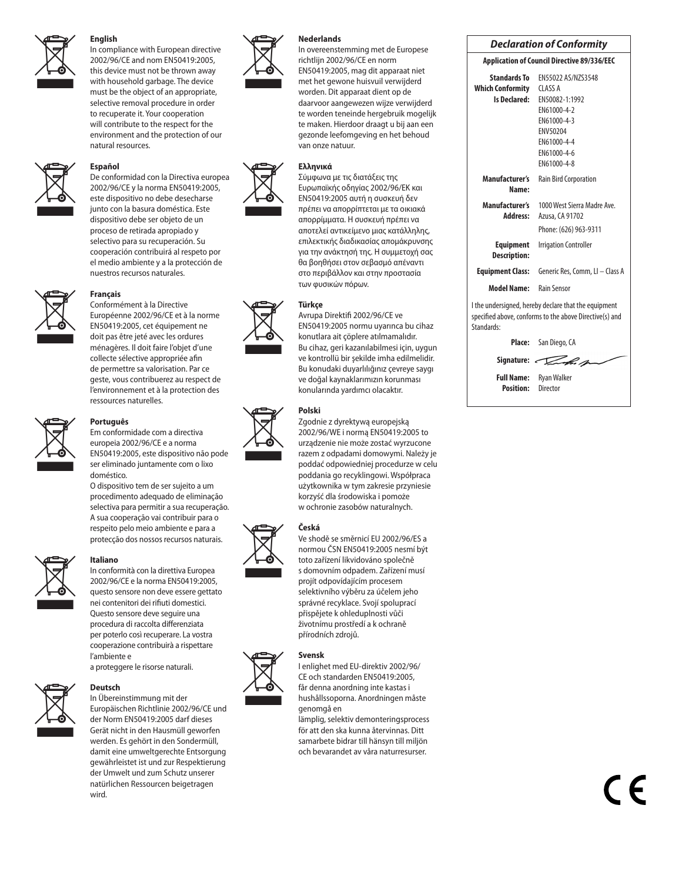### English

In compliance with European directive 2002/96/CE and nom EN50419:2005, this device must not be thrown away with household garbage. The device must be the object of an appropriate, selective removal procedure in order to recuperate it. Your cooperation will contribute to the respect for the environment and the protection of our natural resources.

### Español

De conformidad con la Directiva europea 2002/96/CE y la norma EN50419:2005, este dispositivo no debe desecharse junto con la basura doméstica. Este dispositivo debe ser objeto de un proceso de retirada apropiado y selectivo para su recuperación. Su cooperación contribuirá al respeto por el medio ambiente y a la protección de nuestros recursos naturales.

### Français

Conformément à la Directive Européenne 2002/96/CE et à la norme EN50419:2005, cet équipement ne doit pas être jeté avec les ordures ménagères. Il doit faire l'objet d'une collecte sélective appropriée afin de permettre sa valorisation. Par ce geste, vous contribuerez au respect de l'environnement et à la protection des ressources naturelles.

### Português

Em conformidade com a directiva europeia 2002/96/CE e a norma EN50419:2005, este dispositivo não pode ser eliminado juntamente com o lixo doméstico.
O dispositivo tem de ser sujeito a um procedimento adequado de eliminação selectiva para permitir a sua recuperação. A sua cooperação vai contribuir para o respeito pelo meio ambiente e para a protecção dos nossos recursos naturais.

### Italiano

In conformità con la direttiva Europea 2002/96/CE e la norma EN50419:2005, questo sensore non deve essere gettato nei contenitori dei rifiuti domestici. Questo sensore deve seguire una procedura di raccolta differenziata per poterlo così recuperare. La vostra cooperazione contribuirà a rispettare l'ambiente e
a proteggere le risorse naturali.

### Deutsch

In Übereinstimmung mit der Europäischen Richtlinie 2002/96/CE und der Norm EN50419:2005 darf dieses Gerät nicht in den Hausmüll geworfen werden. Es gehört in den Sondermüll, damit eine umweltgerechte Entsorgung gewährleistet ist und zur Respektierung der Umwelt und zum Schutz unserer natürlichen Ressourcen beigetragen wird.

### Nederlands

In overeenstemming met de Europese richtlijn 2002/96/CE en norm EN50419:2005, mag dit apparaat niet met het gewone huisvuil verwijderd worden. Dit apparaat dient op de daarvoor aangewezen wijze verwijderd te worden teneinde hergebruik mogelijk te maken. Hierdoor draagt u bij aan een gezonde leefomgeving en het behoud van onze natuur.

### Ελληνικά

Σύμφωνα με τις διατάξεις της Ευρωπαϊκής οδηγίας 2002/96/ΕΚ και EN50419:2005 αυτή η συσκευή δεν πρέπει να απορρίπτεται με τα οικιακά απορρίμματα. Η συσκευή πρέπει να αποτελεί αντικείμενο μιας κατάλληλης, επιλεκτικής διαδικασίας απομάκρυνσης για την ανάκτησή της. Η συμμετοχή σας θα βοηθήσει στον σεβασμό απέναντι στο περιβάλλον και στην προστασία των φυσικών πόρων.

### Türkçe

Avrupa Direktifi 2002/96/CE ve EN50419:2005 normu uyarınca bu cihaz konutlara ait çöplere atılmamalıdır. Bu cihaz, geri kazanılabilmesi için, uygun ve kontrollü bir şekilde imha edilmelidir. Bu konudaki duyarlılığınız çevreye saygı ve doğal kaynaklarımızın korunması konularında yardımcı olacaktır.

### Polski

Zgodnie z dyrektywą europejską 2002/96/WE i normą EN50419:2005 to urządzenie nie może zostać wyrzucone razem z odpadami domowymi. Należy je poddać odpowiedniej procedurze w celu poddania go recyklingowi. Współpraca użytkownika w tym zakresie przyniesie korzyść dla środowiska i pomoże w ochronie zasobów naturalnych.

### Česká

Ve shodě se směrnicí EU 2002/96/ES a normou ČSN EN50419:2005 nesmí být toto zařízení likvidováno společně s domovním odpadem. Zařízení musí projít odpovídajícím procesem selektivního výběru za účelem jeho správné recyklace. Svojí spoluprací přispějete k ohleduplnosti vůči životnímu prostředí a k ochraně přírodních zdrojů.

### Svensk

I enlighet med EU-direktiv 2002/96/CE och standarden EN50419:2005, får denna anordning inte kastas i hushållssoporna. Anordningen måste genomgå en
lämplig, selektiv demonteringsprocess för att den ska kunna återvinnas. Ditt samarbete bidrar till hänsyn till miljön och bevarandet av våra naturresurser.

## *Declaration of Conformity*

**Application of Council Directive 89/336/EEC**

| | |
|---|---|
| **Standards To Which Conformity Is Declared:** | EN55022 AS/NZS3548 CLASS A<br>EN50082-1:1992<br>EN61000-4-2<br>EN61000-4-3<br>ENV50204<br>EN61000-4-4<br>EN61000-4-6<br>EN61000-4-8 |
| **Manufacturer's Name:** | Rain Bird Corporation |
| **Manufacturer's Address:** | 1000 West Sierra Madre Ave. Azusa, CA 91702<br>Phone: (626) 963-9311 |
| **Equipment Description:** | Irrigation Controller |
| **Equipment Class:** | Generic Res, Comm, LI – Class A |
| **Model Name:** | Rain Sensor |

I the undersigned, hereby declare that the equipment specified above, conforms to the above Directive(s) and Standards:

**Place:** San Diego, CA

**Signature:**

**Full Name:** Ryan Walker
**Position:** Director

CE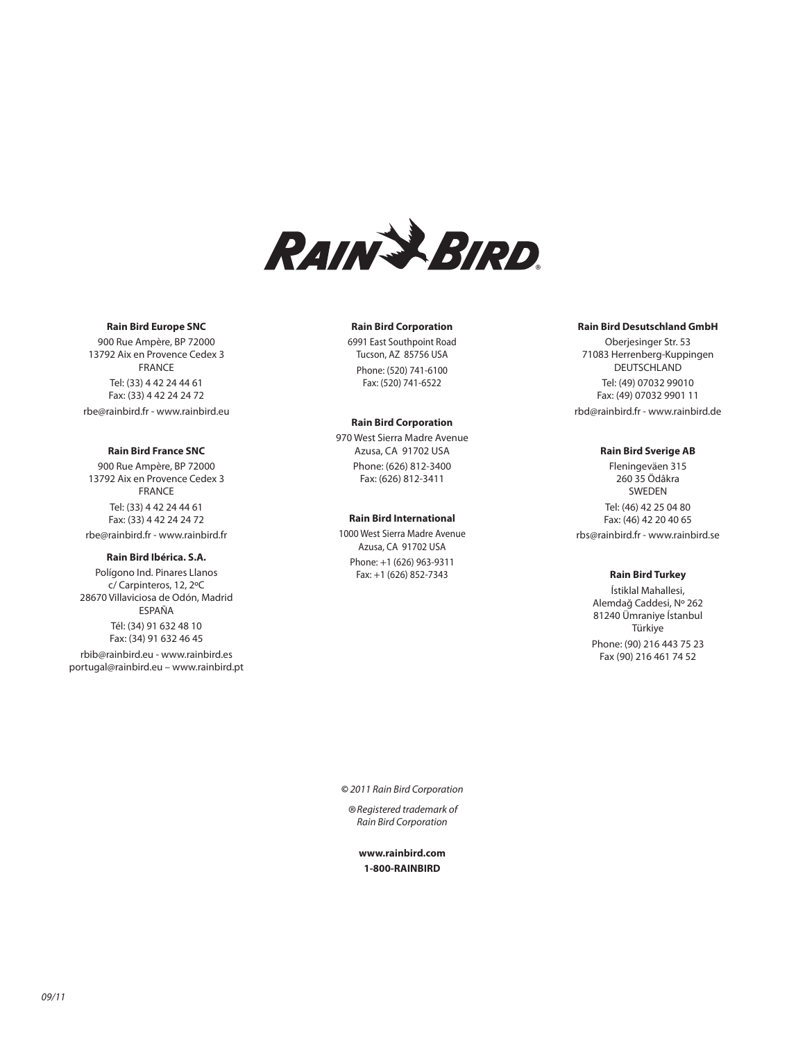RAIN BIRD®

**Rain Bird Europe SNC**

900 Rue Ampère, BP 72000
13792 Aix en Provence Cedex 3
FRANCE

Tel: (33) 4 42 24 44 61
Fax: (33) 4 42 24 24 72

rbe@rainbird.fr - www.rainbird.eu

**Rain Bird France SNC**

900 Rue Ampère, BP 72000
13792 Aix en Provence Cedex 3
FRANCE

Tel: (33) 4 42 24 44 61
Fax: (33) 4 42 24 24 72

rbe@rainbird.fr - www.rainbird.fr

**Rain Bird Ibérica. S.A.**

Polígono Ind. Pinares Llanos
c/ Carpinteros, 12, 2ºC
28670 Villaviciosa de Odón, Madrid
ESPAÑA

Tél: (34) 91 632 48 10
Fax: (34) 91 632 46 45

rbib@rainbird.eu - www.rainbird.es
portugal@rainbird.eu – www.rainbird.pt

**Rain Bird Corporation**

6991 East Southpoint Road
Tucson, AZ 85756 USA

Phone: (520) 741-6100
Fax: (520) 741-6522

**Rain Bird Corporation**

970 West Sierra Madre Avenue
Azusa, CA 91702 USA

Phone: (626) 812-3400
Fax: (626) 812-3411

**Rain Bird International**

1000 West Sierra Madre Avenue
Azusa, CA 91702 USA

Phone: +1 (626) 963-9311
Fax: +1 (626) 852-7343

**Rain Bird Desutschland GmbH**

Oberjesinger Str. 53
71083 Herrenberg-Kuppingen
DEUTSCHLAND

Tel: (49) 07032 99010
Fax: (49) 07032 9901 11

rbd@rainbird.fr - www.rainbird.de

**Rain Bird Sverige AB**

Fleningeväen 315
260 35 Ödåkra
SWEDEN

Tel: (46) 42 25 04 80
Fax: (46) 42 20 40 65

rbs@rainbird.fr - www.rainbird.se

**Rain Bird Turkey**

İstiklal Mahallesi,
Alemdağ Caddesi, Nº 262
81240 Ümraniye İstanbul
Türkiye

Phone: (90) 216 443 75 23
Fax (90) 216 461 74 52

*© 2011 Rain Bird Corporation*

*® Registered trademark of Rain Bird Corporation*

**www.rainbird.com**
**1-800-RAINBIRD**

*09/11*